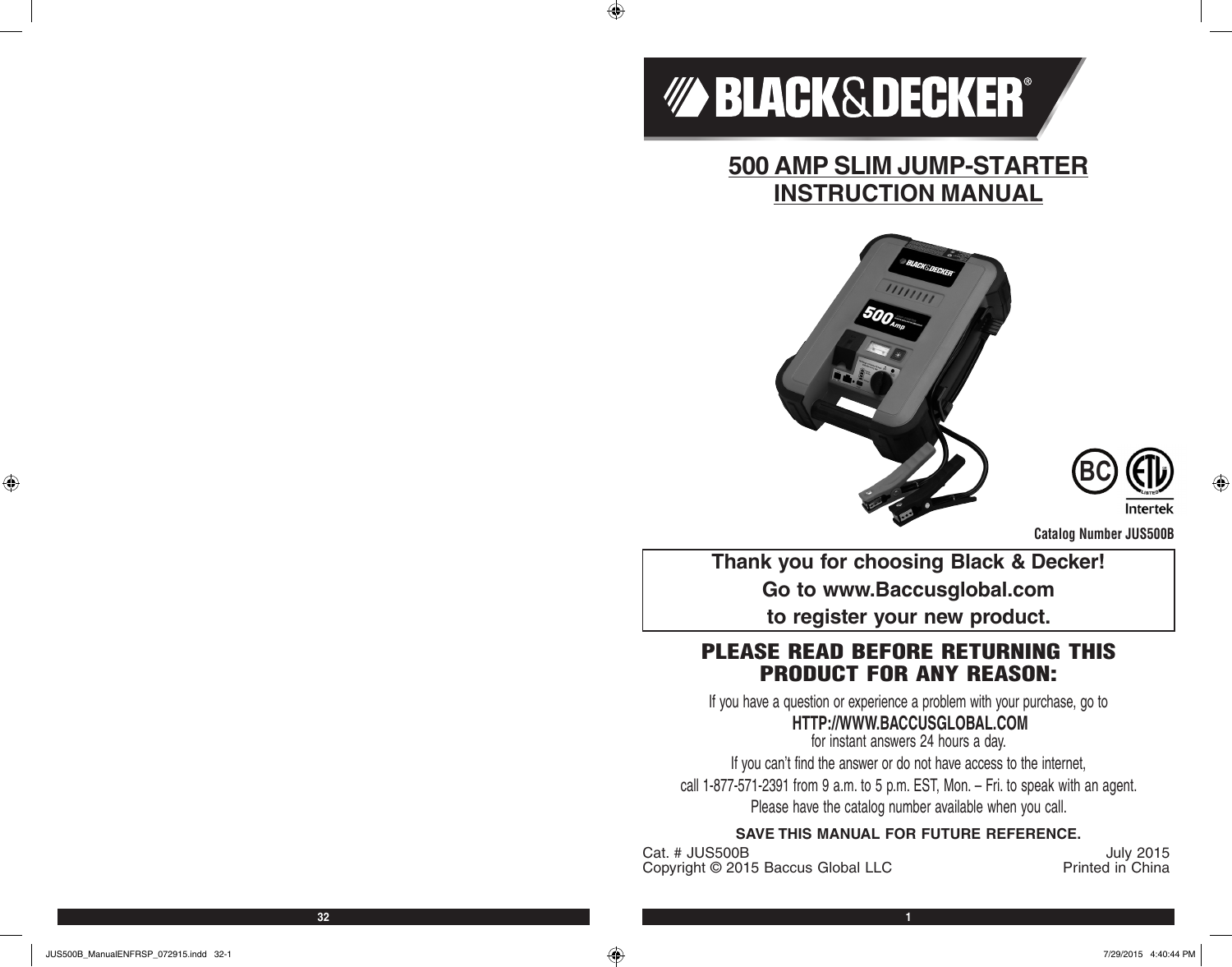# BLACK&DECKER®

## 500 AMP SLIM JUMP-STARTER INSTRUCTION MANUAL

Intertek

**Catalog Number JUS500B**

**Thank you for choosing Black & Decker!**
**Go to www.Baccusglobal.com**
**to register your new product.**

## PLEASE READ BEFORE RETURNING THIS PRODUCT FOR ANY REASON:

If you have a question or experience a problem with your purchase, go to

**HTTP://WWW.BACCUSGLOBAL.COM**

for instant answers 24 hours a day.

If you can't find the answer or do not have access to the internet,
call 1-877-571-2391 from 9 a.m. to 5 p.m. EST, Mon. – Fri. to speak with an agent.
Please have the catalog number available when you call.

**SAVE THIS MANUAL FOR FUTURE REFERENCE.**

Cat. # JUS500B
Copyright © 2015 Baccus Global LLC

July 2015
Printed in China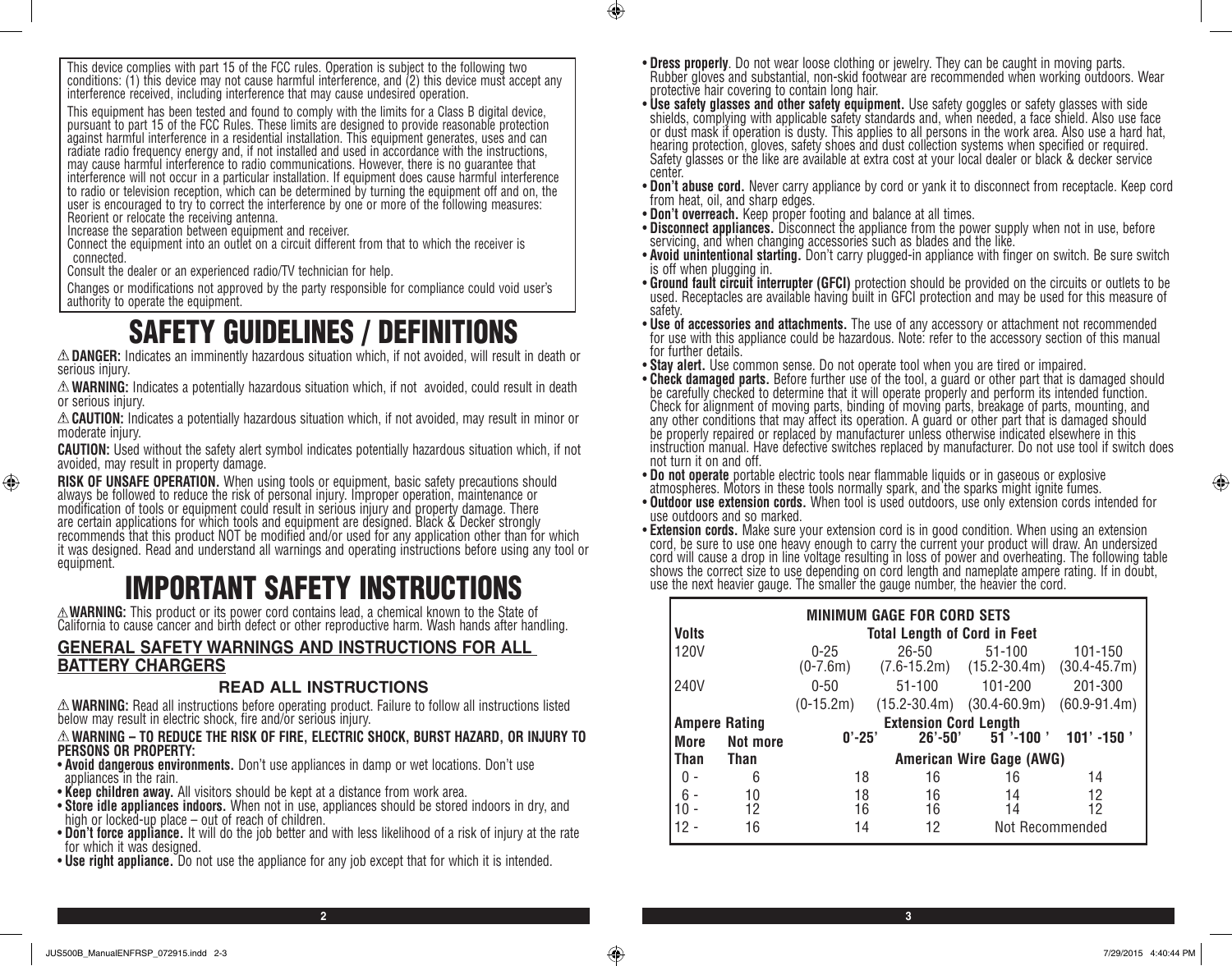This device complies with part 15 of the FCC rules. Operation is subject to the following two conditions: (1) this device may not cause harmful interference, and (2) this device must accept any interference received, including interference that may cause undesired operation.

This equipment has been tested and found to comply with the limits for a Class B digital device, pursuant to part 15 of the FCC Rules. These limits are designed to provide reasonable protection against harmful interference in a residential installation. This equipment generates, uses and can radiate radio frequency energy and, if not installed and used in accordance with the instructions, may cause harmful interference to radio communications. However, there is no guarantee that interference will not occur in a particular installation. If equipment does cause harmful interference to radio or television reception, which can be determined by turning the equipment off and on, the user is encouraged to try to correct the interference by one or more of the following measures:
Reorient or relocate the receiving antenna.
Increase the separation between equipment and receiver.
Connect the equipment into an outlet on a circuit different from that to which the receiver is connected.
Consult the dealer or an experienced radio/TV technician for help.

Changes or modifications not approved by the party responsible for compliance could void user's authority to operate the equipment.

# SAFETY GUIDELINES / DEFINITIONS

⚠ **DANGER:** Indicates an imminently hazardous situation which, if not avoided, will result in death or serious injury.

⚠ **WARNING:** Indicates a potentially hazardous situation which, if not avoided, could result in death or serious injury.

⚠ **CAUTION:** Indicates a potentially hazardous situation which, if not avoided, may result in minor or moderate injury.

**CAUTION:** Used without the safety alert symbol indicates potentially hazardous situation which, if not avoided, may result in property damage.

**RISK OF UNSAFE OPERATION.** When using tools or equipment, basic safety precautions should always be followed to reduce the risk of personal injury. Improper operation, maintenance or modification of tools or equipment could result in serious injury and property damage. There are certain applications for which tools and equipment are designed. Black & Decker strongly recommends that this product NOT be modified and/or used for any application other than for which it was designed. Read and understand all warnings and operating instructions before using any tool or equipment.

# IMPORTANT SAFETY INSTRUCTIONS

⚠ **WARNING:** This product or its power cord contains lead, a chemical known to the State of California to cause cancer and birth defect or other reproductive harm. Wash hands after handling.

## GENERAL SAFETY WARNINGS AND INSTRUCTIONS FOR ALL BATTERY CHARGERS

### READ ALL INSTRUCTIONS

⚠ **WARNING:** Read all instructions before operating product. Failure to follow all instructions listed below may result in electric shock, fire and/or serious injury.

⚠ **WARNING – TO REDUCE THE RISK OF FIRE, ELECTRIC SHOCK, BURST HAZARD, OR INJURY TO PERSONS OR PROPERTY:**

- **Avoid dangerous environments.** Don't use appliances in damp or wet locations. Don't use appliances in the rain.
- **Keep children away.** All visitors should be kept at a distance from work area.
- **Store idle appliances indoors.** When not in use, appliances should be stored indoors in dry, and high or locked-up place – out of reach of children.
- **Don't force appliance.** It will do the job better and with less likelihood of a risk of injury at the rate for which it was designed.
- **Use right appliance.** Do not use the appliance for any job except that for which it is intended.
- **Dress properly**. Do not wear loose clothing or jewelry. They can be caught in moving parts. Rubber gloves and substantial, non-skid footwear are recommended when working outdoors. Wear protective hair covering to contain long hair.
- **Use safety glasses and other safety equipment.** Use safety goggles or safety glasses with side shields, complying with applicable safety standards and, when needed, a face shield. Also use face or dust mask if operation is dusty. This applies to all persons in the work area. Also use a hard hat, hearing protection, gloves, safety shoes and dust collection systems when specified or required. Safety glasses or the like are available at extra cost at your local dealer or black & decker service center.
- **Don't abuse cord.** Never carry appliance by cord or yank it to disconnect from receptacle. Keep cord from heat, oil, and sharp edges.
- **Don't overreach.** Keep proper footing and balance at all times.
- **Disconnect appliances.** Disconnect the appliance from the power supply when not in use, before servicing, and when changing accessories such as blades and the like.
- **Avoid unintentional starting.** Don't carry plugged-in appliance with finger on switch. Be sure switch is off when plugging in.
- **Ground fault circuit interrupter (GFCI)** protection should be provided on the circuits or outlets to be used. Receptacles are available having built in GFCI protection and may be used for this measure of safety.
- **Use of accessories and attachments.** The use of any accessory or attachment not recommended for use with this appliance could be hazardous. Note: refer to the accessory section of this manual for further details.
- **Stay alert.** Use common sense. Do not operate tool when you are tired or impaired.
- **Check damaged parts.** Before further use of the tool, a guard or other part that is damaged should be carefully checked to determine that it will operate properly and perform its intended function. Check for alignment of moving parts, binding of moving parts, breakage of parts, mounting, and any other conditions that may affect its operation. A guard or other part that is damaged should be properly repaired or replaced by manufacturer unless otherwise indicated elsewhere in this instruction manual. Have defective switches replaced by manufacturer. Do not use tool if switch does not turn it on and off.
- **Do not operate** portable electric tools near flammable liquids or in gaseous or explosive atmospheres. Motors in these tools normally spark, and the sparks might ignite fumes.
- **Outdoor use extension cords.** When tool is used outdoors, use only extension cords intended for use outdoors and so marked.
- **Extension cords.** Make sure your extension cord is in good condition. When using an extension cord, be sure to use one heavy enough to carry the current your product will draw. An undersized cord will cause a drop in line voltage resulting in loss of power and overheating. The following table shows the correct size to use depending on cord length and nameplate ampere rating. If in doubt, use the next heavier gauge. The smaller the gauge number, the heavier the cord.

| MINIMUM GAGE FOR CORD SETS | | | | | |
|---|---|---|---|---|---|
| **Volts** | | **Total Length of Cord in Feet** | | | |
| 120V | | 0-25 (0-7.6m) | 26-50 (7.6-15.2m) | 51-100 (15.2-30.4m) | 101-150 (30.4-45.7m) |
| 240V | | 0-50 (0-15.2m) | 51-100 (15.2-30.4m) | 101-200 (30.4-60.9m) | 201-300 (60.9-91.4m) |
| **Ampere Rating** | | **Extension Cord Length** | | | |
| **More Than** | **Not more Than** | **0'-25'** | **26'-50'** | **51'-100'** | **101'-150'** |
| | | **American Wire Gage (AWG)** | | | |
| 0 - | 6 | 18 | 16 | 16 | 14 |
| 6 - | 10 | 18 | 16 | 14 | 12 |
| 10 - | 12 | 16 | 16 | 14 | 12 |
| 12 - | 16 | 14 | 12 | Not Recommended | |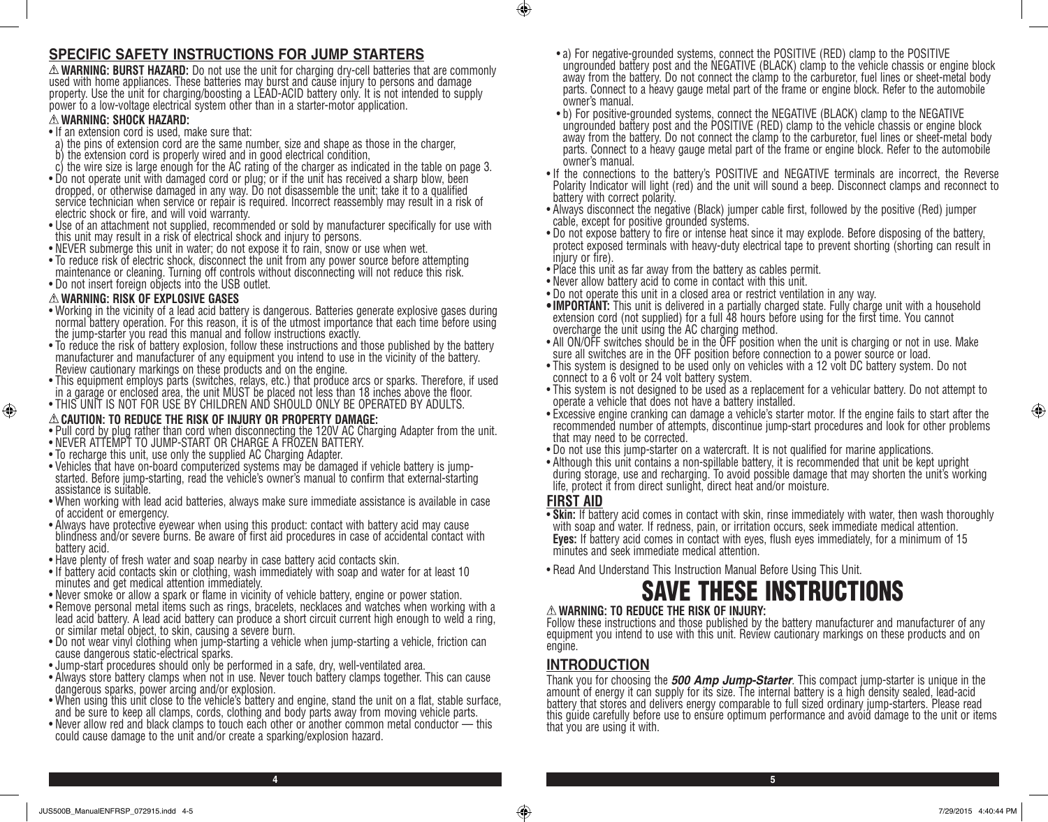## SPECIFIC SAFETY INSTRUCTIONS FOR JUMP STARTERS

⚠ **WARNING: BURST HAZARD:** Do not use the unit for charging dry-cell batteries that are commonly used with home appliances. These batteries may burst and cause injury to persons and damage property. Use the unit for charging/boosting a LEAD-ACID battery only. It is not intended to supply power to a low-voltage electrical system other than in a starter-motor application.

### ⚠ WARNING: SHOCK HAZARD:

- If an extension cord is used, make sure that:
  a) the pins of extension cord are the same number, size and shape as those in the charger,
  b) the extension cord is properly wired and in good electrical condition,
  c) the wire size is large enough for the AC rating of the charger as indicated in the table on page 3.
- Do not operate unit with damaged cord or plug; or if the unit has received a sharp blow, been dropped, or otherwise damaged in any way. Do not disassemble the unit; take it to a qualified service technician when service or repair is required. Incorrect reassembly may result in a risk of electric shock or fire, and will void warranty.
- Use of an attachment not supplied, recommended or sold by manufacturer specifically for use with this unit may result in a risk of electrical shock and injury to persons.
- NEVER submerge this unit in water; do not expose it to rain, snow or use when wet.
- To reduce risk of electric shock, disconnect the unit from any power source before attempting maintenance or cleaning. Turning off controls without disconnecting will not reduce this risk.
- Do not insert foreign objects into the USB outlet.

### ⚠ WARNING: RISK OF EXPLOSIVE GASES

- Working in the vicinity of a lead acid battery is dangerous. Batteries generate explosive gases during normal battery operation. For this reason, it is of the utmost importance that each time before using the jump-starter you read this manual and follow instructions exactly.
- To reduce the risk of battery explosion, follow these instructions and those published by the battery manufacturer and manufacturer of any equipment you intend to use in the vicinity of the battery. Review cautionary markings on these products and on the engine.
- This equipment employs parts (switches, relays, etc.) that produce arcs or sparks. Therefore, if used in a garage or enclosed area, the unit MUST be placed not less than 18 inches above the floor.
- THIS UNIT IS NOT FOR USE BY CHILDREN AND SHOULD ONLY BE OPERATED BY ADULTS.

### ⚠ CAUTION: TO REDUCE THE RISK OF INJURY OR PROPERTY DAMAGE:

- Pull cord by plug rather than cord when disconnecting the 120V AC Charging Adapter from the unit.
- NEVER ATTEMPT TO JUMP-START OR CHARGE A FROZEN BATTERY.
- To recharge this unit, use only the supplied AC Charging Adapter.
- Vehicles that have on-board computerized systems may be damaged if vehicle battery is jump-started. Before jump-starting, read the vehicle's owner's manual to confirm that external-starting assistance is suitable.
- When working with lead acid batteries, always make sure immediate assistance is available in case of accident or emergency.
- Always have protective eyewear when using this product: contact with battery acid may cause blindness and/or severe burns. Be aware of first aid procedures in case of accidental contact with battery acid.
- Have plenty of fresh water and soap nearby in case battery acid contacts skin.
- If battery acid contacts skin or clothing, wash immediately with soap and water for at least 10 minutes and get medical attention immediately.
- Never smoke or allow a spark or flame in vicinity of vehicle battery, engine or power station.
- Remove personal metal items such as rings, bracelets, necklaces and watches when working with a lead acid battery. A lead acid battery can produce a short circuit current high enough to weld a ring, or similar metal object, to skin, causing a severe burn.
- Do not wear vinyl clothing when jump-starting a vehicle when jump-starting a vehicle, friction can cause dangerous static-electrical sparks.
- Jump-start procedures should only be performed in a safe, dry, well-ventilated area.
- Always store battery clamps when not in use. Never touch battery clamps together. This can cause dangerous sparks, power arcing and/or explosion.
- When using this unit close to the vehicle's battery and engine, stand the unit on a flat, stable surface, and be sure to keep all clamps, cords, clothing and body parts away from moving vehicle parts.
- Never allow red and black clamps to touch each other or another common metal conductor — this could cause damage to the unit and/or create a sparking/explosion hazard.
  - a) For negative-grounded systems, connect the POSITIVE (RED) clamp to the POSITIVE ungrounded battery post and the NEGATIVE (BLACK) clamp to the vehicle chassis or engine block away from the battery. Do not connect the clamp to the carburetor, fuel lines or sheet-metal body parts. Connect to a heavy gauge metal part of the frame or engine block. Refer to the automobile owner's manual.
  - b) For positive-grounded systems, connect the NEGATIVE (BLACK) clamp to the NEGATIVE ungrounded battery post and the POSITIVE (RED) clamp to the vehicle chassis or engine block away from the battery. Do not connect the clamp to the carburetor, fuel lines or sheet-metal body parts. Connect to a heavy gauge metal part of the frame or engine block. Refer to the automobile owner's manual.
- If the connections to the battery's POSITIVE and NEGATIVE terminals are incorrect, the Reverse Polarity Indicator will light (red) and the unit will sound a beep. Disconnect clamps and reconnect to battery with correct polarity.
- Always disconnect the negative (Black) jumper cable first, followed by the positive (Red) jumper cable, except for positive grounded systems.
- Do not expose battery to fire or intense heat since it may explode. Before disposing of the battery, protect exposed terminals with heavy-duty electrical tape to prevent shorting (shorting can result in injury or fire).
- Place this unit as far away from the battery as cables permit.
- Never allow battery acid to come in contact with this unit.
- Do not operate this unit in a closed area or restrict ventilation in any way.
- **IMPORTANT:** This unit is delivered in a partially charged state. Fully charge unit with a household extension cord (not supplied) for a full 48 hours before using for the first time. You cannot overcharge the unit using the AC charging method.
- All ON/OFF switches should be in the OFF position when the unit is charging or not in use. Make sure all switches are in the OFF position before connection to a power source or load.
- This system is designed to be used only on vehicles with a 12 volt DC battery system. Do not connect to a 6 volt or 24 volt battery system.
- This system is not designed to be used as a replacement for a vehicular battery. Do not attempt to operate a vehicle that does not have a battery installed.
- Excessive engine cranking can damage a vehicle's starter motor. If the engine fails to start after the recommended number of attempts, discontinue jump-start procedures and look for other problems that may need to be corrected.
- Do not use this jump-starter on a watercraft. It is not qualified for marine applications.
- Although this unit contains a non-spillable battery, it is recommended that unit be kept upright during storage, use and recharging. To avoid possible damage that may shorten the unit's working life, protect it from direct sunlight, direct heat and/or moisture.

## FIRST AID

- **Skin:** If battery acid comes in contact with skin, rinse immediately with water, then wash thoroughly with soap and water. If redness, pain, or irritation occurs, seek immediate medical attention.
  **Eyes:** If battery acid comes in contact with eyes, flush eyes immediately, for a minimum of 15 minutes and seek immediate medical attention.
- Read And Understand This Instruction Manual Before Using This Unit.

# SAVE THESE INSTRUCTIONS

### ⚠ WARNING: TO REDUCE THE RISK OF INJURY:

Follow these instructions and those published by the battery manufacturer and manufacturer of any equipment you intend to use with this unit. Review cautionary markings on these products and on engine.

## INTRODUCTION

Thank you for choosing the ***500 Amp Jump-Starter***. This compact jump-starter is unique in the amount of energy it can supply for its size. The internal battery is a high density sealed, lead-acid battery that stores and delivers energy comparable to full sized ordinary jump-starters. Please read this guide carefully before use to ensure optimum performance and avoid damage to the unit or items that you are using it with.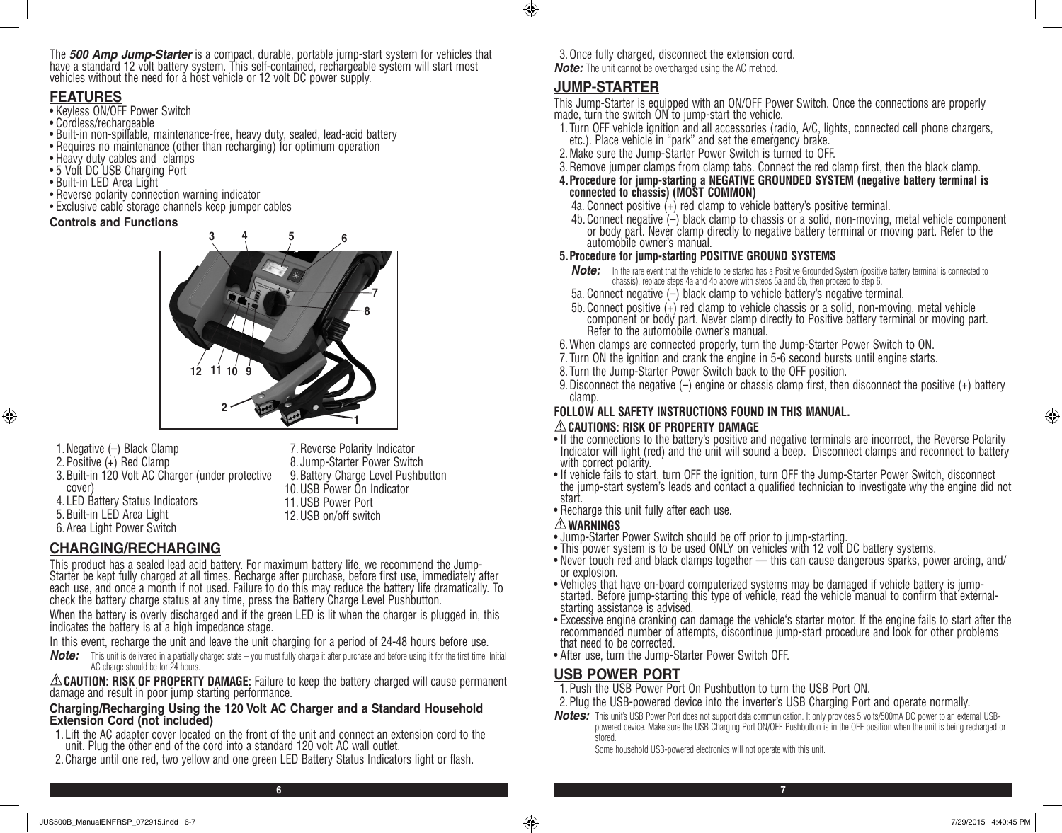The ***500 Amp Jump-Starter*** is a compact, durable, portable jump-start system for vehicles that have a standard 12 volt battery system. This self-contained, rechargeable system will start most vehicles without the need for a host vehicle or 12 volt DC power supply.

## FEATURES

- Keyless ON/OFF Power Switch
- Cordless/rechargeable
- Built-in non-spillable, maintenance-free, heavy duty, sealed, lead-acid battery
- Requires no maintenance (other than recharging) for optimum operation
- Heavy duty cables and clamps
- 5 Volt DC USB Charging Port
- Built-in LED Area Light
- Reverse polarity connection warning indicator
- Exclusive cable storage channels keep jumper cables

### Controls and Functions

1. Negative (–) Black Clamp
2. Positive (+) Red Clamp
3. Built-in 120 Volt AC Charger (under protective cover)
4. LED Battery Status Indicators
5. Built-in LED Area Light
6. Area Light Power Switch
7. Reverse Polarity Indicator
8. Jump-Starter Power Switch
9. Battery Charge Level Pushbutton
10. USB Power On Indicator
11. USB Power Port
12. USB on/off switch

## CHARGING/RECHARGING

This product has a sealed lead acid battery. For maximum battery life, we recommend the Jump-Starter be kept fully charged at all times. Recharge after purchase, before first use, immediately after each use, and once a month if not used. Failure to do this may reduce the battery life dramatically. To check the battery charge status at any time, press the Battery Charge Level Pushbutton.

When the battery is overly discharged and if the green LED is lit when the charger is plugged in, this indicates the battery is at a high impedance stage.

In this event, recharge the unit and leave the unit charging for a period of 24-48 hours before use.

***Note:*** This unit is delivered in a partially charged state – you must fully charge it after purchase and before using it for the first time. Initial AC charge should be for 24 hours.

⚠ **CAUTION: RISK OF PROPERTY DAMAGE:** Failure to keep the battery charged will cause permanent damage and result in poor jump starting performance.

### Charging/Recharging Using the 120 Volt AC Charger and a Standard Household Extension Cord (not included)

1. Lift the AC adapter cover located on the front of the unit and connect an extension cord to the unit. Plug the other end of the cord into a standard 120 volt AC wall outlet.
2. Charge until one red, two yellow and one green LED Battery Status Indicators light or flash.
3. Once fully charged, disconnect the extension cord.

***Note:*** The unit cannot be overcharged using the AC method.

## JUMP-STARTER

This Jump-Starter is equipped with an ON/OFF Power Switch. Once the connections are properly made, turn the switch ON to jump-start the vehicle.

1. Turn OFF vehicle ignition and all accessories (radio, A/C, lights, connected cell phone chargers, etc.). Place vehicle in "park" and set the emergency brake.
2. Make sure the Jump-Starter Power Switch is turned to OFF.
3. Remove jumper clamps from clamp tabs. Connect the red clamp first, then the black clamp.
4. **Procedure for jump-starting a NEGATIVE GROUNDED SYSTEM (negative battery terminal is connected to chassis) (MOST COMMON)**
   - 4a. Connect positive (+) red clamp to vehicle battery's positive terminal.
   - 4b. Connect negative (–) black clamp to chassis or a solid, non-moving, metal vehicle component or body part. Never clamp directly to negative battery terminal or moving part. Refer to the automobile owner's manual.
5. **Procedure for jump-starting POSITIVE GROUND SYSTEMS**

   ***Note:*** In the rare event that the vehicle to be started has a Positive Grounded System (positive battery terminal is connected to chassis), replace steps 4a and 4b above with steps 5a and 5b, then proceed to step 6.
   - 5a. Connect negative (–) black clamp to vehicle battery's negative terminal.
   - 5b. Connect positive (+) red clamp to vehicle chassis or a solid, non-moving, metal vehicle component or body part. Never clamp directly to Positive battery terminal or moving part. Refer to the automobile owner's manual.
6. When clamps are connected properly, turn the Jump-Starter Power Switch to ON.
7. Turn ON the ignition and crank the engine in 5-6 second bursts until engine starts.
8. Turn the Jump-Starter Power Switch back to the OFF position.
9. Disconnect the negative (–) engine or chassis clamp first, then disconnect the positive (+) battery clamp.

**FOLLOW ALL SAFETY INSTRUCTIONS FOUND IN THIS MANUAL.**

### ⚠ CAUTIONS: RISK OF PROPERTY DAMAGE

- If the connections to the battery's positive and negative terminals are incorrect, the Reverse Polarity Indicator will light (red) and the unit will sound a beep. Disconnect clamps and reconnect to battery with correct polarity.
- If vehicle fails to start, turn OFF the ignition, turn OFF the Jump-Starter Power Switch, disconnect the jump-start system's leads and contact a qualified technician to investigate why the engine did not start.
- Recharge this unit fully after each use.

### ⚠ WARNINGS

- Jump-Starter Power Switch should be off prior to jump-starting.
- This power system is to be used ONLY on vehicles with 12 volt DC battery systems.
- Never touch red and black clamps together — this can cause dangerous sparks, power arcing, and/or explosion.
- Vehicles that have on-board computerized systems may be damaged if vehicle battery is jump-started. Before jump-starting this type of vehicle, read the vehicle manual to confirm that external-starting assistance is advised.
- Excessive engine cranking can damage the vehicle's starter motor. If the engine fails to start after the recommended number of attempts, discontinue jump-start procedure and look for other problems that need to be corrected.
- After use, turn the Jump-Starter Power Switch OFF.

## USB POWER PORT

1. Push the USB Power Port On Pushbutton to turn the USB Port ON.
2. Plug the USB-powered device into the inverter's USB Charging Port and operate normally.

***Notes:*** This unit's USB Power Port does not support data communication. It only provides 5 volts/500mA DC power to an external USB-powered device. Make sure the USB Charging Port ON/OFF Pushbutton is in the OFF position when the unit is being recharged or stored.

Some household USB-powered electronics will not operate with this unit.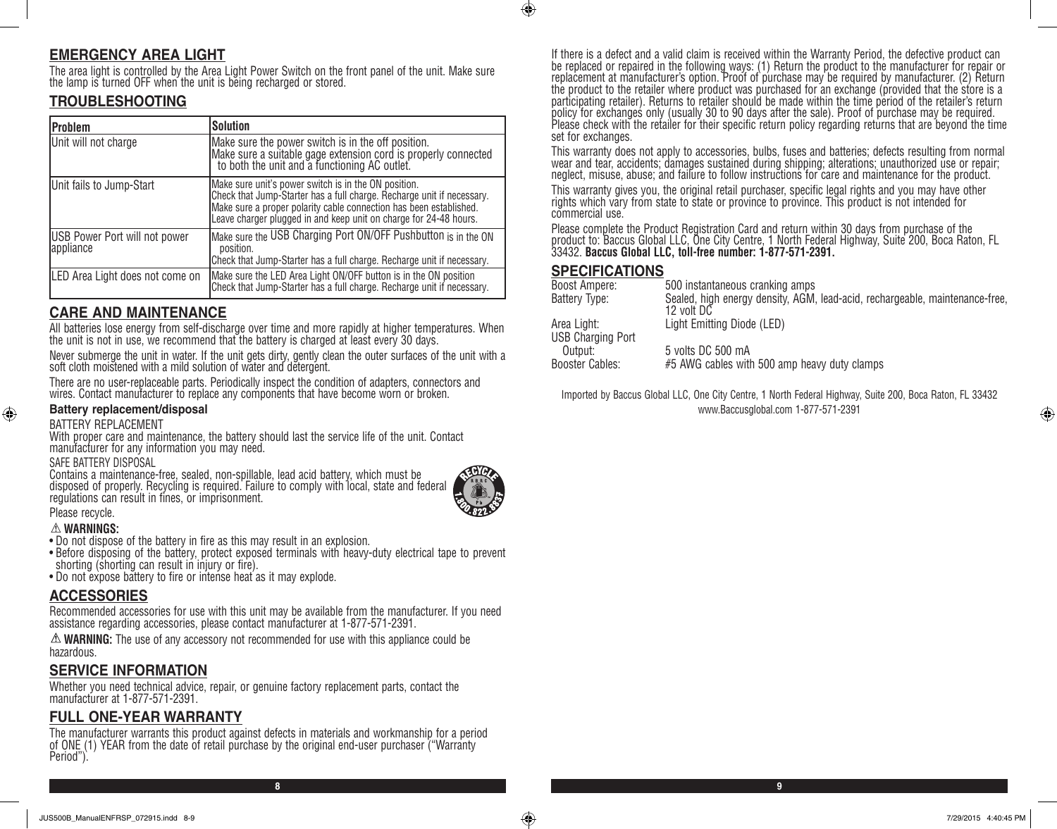## EMERGENCY AREA LIGHT

The area light is controlled by the Area Light Power Switch on the front panel of the unit. Make sure the lamp is turned OFF when the unit is being recharged or stored.

## TROUBLESHOOTING

| Problem | Solution |
|---|---|
| Unit will not charge | Make sure the power switch is in the off position. Make sure a suitable gage extension cord is properly connected to both the unit and a functioning AC outlet. |
| Unit fails to Jump-Start | Make sure unit's power switch is in the ON position. Check that Jump-Starter has a full charge. Recharge unit if necessary. Make sure a proper polarity cable connection has been established. Leave charger plugged in and keep unit on charge for 24-48 hours. |
| USB Power Port will not power appliance | Make sure the USB Charging Port ON/OFF Pushbutton is in the ON position. Check that Jump-Starter has a full charge. Recharge unit if necessary. |
| LED Area Light does not come on | Make sure the LED Area Light ON/OFF button is in the ON position Check that Jump-Starter has a full charge. Recharge unit if necessary. |

## CARE AND MAINTENANCE

All batteries lose energy from self-discharge over time and more rapidly at higher temperatures. When the unit is not in use, we recommend that the battery is charged at least every 30 days.

Never submerge the unit in water. If the unit gets dirty, gently clean the outer surfaces of the unit with a soft cloth moistened with a mild solution of water and detergent.

There are no user-replaceable parts. Periodically inspect the condition of adapters, connectors and wires. Contact manufacturer to replace any components that have become worn or broken.

### Battery replacement/disposal

BATTERY REPLACEMENT

With proper care and maintenance, the battery should last the service life of the unit. Contact manufacturer for any information you may need.

SAFE BATTERY DISPOSAL

Contains a maintenance-free, sealed, non-spillable, lead acid battery, which must be disposed of properly. Recycling is required. Failure to comply with local, state and federal regulations can result in fines, or imprisonment.

Please recycle.

⚠ **WARNINGS:**

- Do not dispose of the battery in fire as this may result in an explosion.
- Before disposing of the battery, protect exposed terminals with heavy-duty electrical tape to prevent shorting (shorting can result in injury or fire).
- Do not expose battery to fire or intense heat as it may explode.

## ACCESSORIES

Recommended accessories for use with this unit may be available from the manufacturer. If you need assistance regarding accessories, please contact manufacturer at 1-877-571-2391.

⚠ **WARNING:** The use of any accessory not recommended for use with this appliance could be hazardous.

## SERVICE INFORMATION

Whether you need technical advice, repair, or genuine factory replacement parts, contact the manufacturer at 1-877-571-2391.

## FULL ONE-YEAR WARRANTY

The manufacturer warrants this product against defects in materials and workmanship for a period of ONE (1) YEAR from the date of retail purchase by the original end-user purchaser ("Warranty Period").

If there is a defect and a valid claim is received within the Warranty Period, the defective product can be replaced or repaired in the following ways: (1) Return the product to the manufacturer for repair or replacement at manufacturer's option. Proof of purchase may be required by manufacturer. (2) Return the product to the retailer where product was purchased for an exchange (provided that the store is a participating retailer). Returns to retailer should be made within the time period of the retailer's return policy for exchanges only (usually 30 to 90 days after the sale). Proof of purchase may be required. Please check with the retailer for their specific return policy regarding returns that are beyond the time set for exchanges.

This warranty does not apply to accessories, bulbs, fuses and batteries; defects resulting from normal wear and tear, accidents; damages sustained during shipping; alterations; unauthorized use or repair; neglect, misuse, abuse; and failure to follow instructions for care and maintenance for the product.

This warranty gives you, the original retail purchaser, specific legal rights and you may have other rights which vary from state to state or province to province. This product is not intended for commercial use.

Please complete the Product Registration Card and return within 30 days from purchase of the product to: Baccus Global LLC, One City Centre, 1 North Federal Highway, Suite 200, Boca Raton, FL 33432. **Baccus Global LLC, toll-free number: 1-877-571-2391.**

## SPECIFICATIONS

| | |
|---|---|
| Boost Ampere: | 500 instantaneous cranking amps |
| Battery Type: | Sealed, high energy density, AGM, lead-acid, rechargeable, maintenance-free, 12 volt DC |
| Area Light: | Light Emitting Diode (LED) |
| USB Charging Port Output: | 5 volts DC 500 mA |
| Booster Cables: | #5 AWG cables with 500 amp heavy duty clamps |

Imported by Baccus Global LLC, One City Centre, 1 North Federal Highway, Suite 200, Boca Raton, FL 33432
www.Baccusglobal.com 1-877-571-2391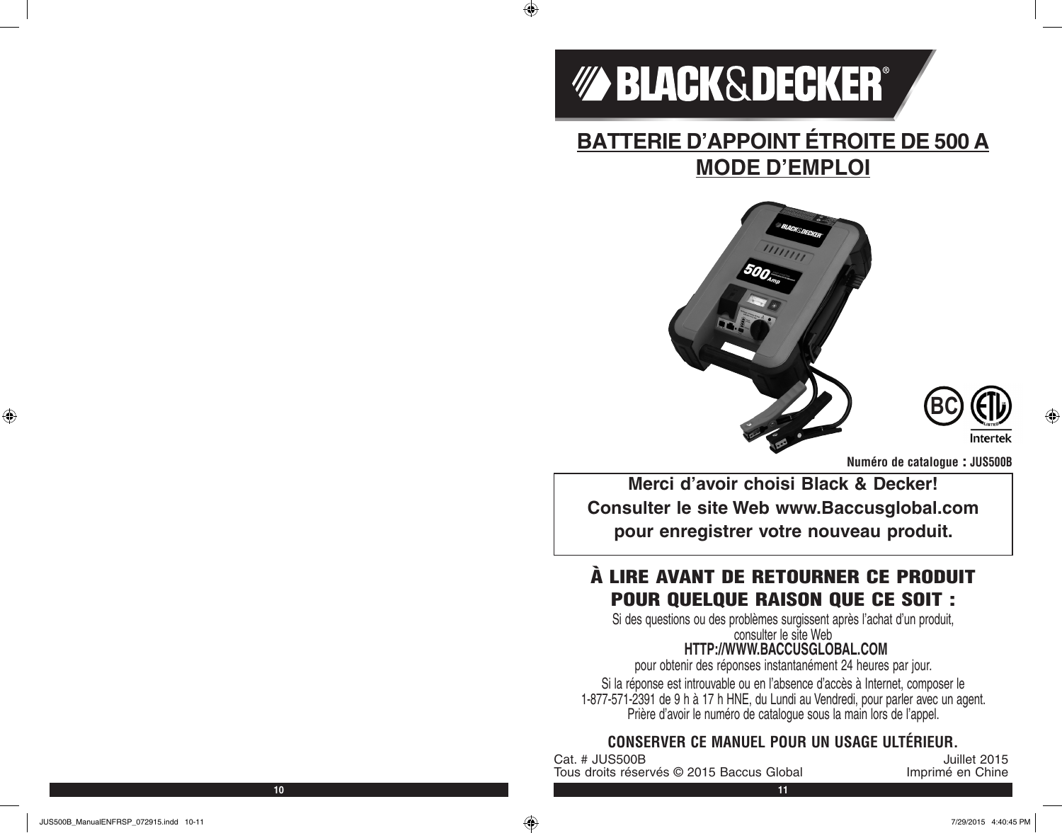**BLACK&DECKER®**

# BATTERIE D'APPOINT ÉTROITE DE 500 A
# MODE D'EMPLOI

**Numéro de catalogue : JUS500B**

**Merci d'avoir choisi Black & Decker!**
**Consulter le site Web www.Baccusglobal.com**
**pour enregistrer votre nouveau produit.**

## À LIRE AVANT DE RETOURNER CE PRODUIT POUR QUELQUE RAISON QUE CE SOIT :

Si des questions ou des problèmes surgissent après l'achat d'un produit, consulter le site Web

**HTTP://WWW.BACCUSGLOBAL.COM**

pour obtenir des réponses instantanément 24 heures par jour.

Si la réponse est introuvable ou en l'absence d'accès à Internet, composer le 1-877-571-2391 de 9 h à 17 h HNE, du Lundi au Vendredi, pour parler avec un agent. Prière d'avoir le numéro de catalogue sous la main lors de l'appel.

**CONSERVER CE MANUEL POUR UN USAGE ULTÉRIEUR.**

Cat. # JUS500B
Juillet 2015
Tous droits réservés © 2015 Baccus Global
Imprimé en Chine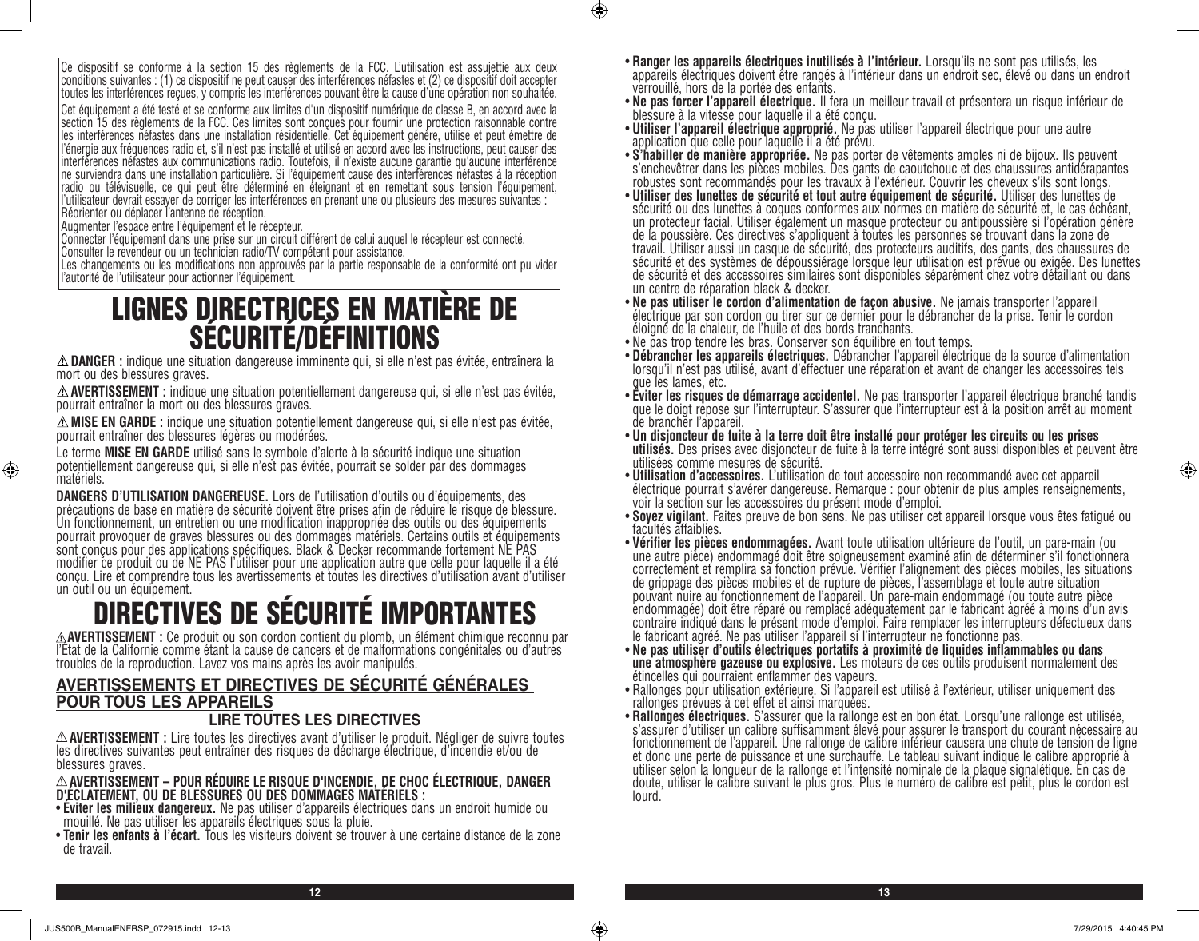Ce dispositif se conforme à la section 15 des règlements de la FCC. L'utilisation est assujettie aux deux conditions suivantes : (1) ce dispositif ne peut causer des interférences néfastes et (2) ce dispositif doit accepter toutes les interférences reçues, y compris les interférences pouvant être la cause d'une opération non souhaitée.

Cet équipement a été testé et se conforme aux limites d'un dispositif numérique de classe B, en accord avec la section 15 des règlements de la FCC. Ces limites sont conçues pour fournir une protection raisonnable contre les interférences néfastes dans une installation résidentielle. Cet équipement génère, utilise et peut émettre de l'énergie aux fréquences radio et, s'il n'est pas installé et utilisé en accord avec les instructions, peut causer des interférences néfastes aux communications radio. Toutefois, il n'existe aucune garantie qu'aucune interférence ne surviendra dans une installation particulière. Si l'équipement cause des interférences néfastes à la réception radio ou télévisuelle, ce qui peut être déterminé en éteignant et en remettant sous tension l'équipement, l'utilisateur devrait essayer de corriger les interférences en prenant une ou plusieurs des mesures suivantes :
Réorienter ou déplacer l'antenne de réception.
Augmenter l'espace entre l'équipement et le récepteur.
Connecter l'équipement dans une prise sur un circuit différent de celui auquel le récepteur est connecté.
Consulter le revendeur ou un technicien radio/TV compétent pour assistance.
Les changements ou les modifications non approuvés par la partie responsable de la conformité ont pu vider l'autorité de l'utilisateur pour actionner l'équipement.

# LIGNES DIRECTRICES EN MATIÈRE DE SÉCURITÉ/DÉFINITIONS

⚠ **DANGER :** indique une situation dangereuse imminente qui, si elle n'est pas évitée, entraînera la mort ou des blessures graves.

⚠ **AVERTISSEMENT :** indique une situation potentiellement dangereuse qui, si elle n'est pas évitée, pourrait entraîner la mort ou des blessures graves.

⚠ **MISE EN GARDE :** indique une situation potentiellement dangereuse qui, si elle n'est pas évitée, pourrait entraîner des blessures légères ou modérées.

Le terme **MISE EN GARDE** utilisé sans le symbole d'alerte à la sécurité indique une situation potentiellement dangereuse qui, si elle n'est pas évitée, pourrait se solder par des dommages matériels.

**DANGERS D'UTILISATION DANGEREUSE.** Lors de l'utilisation d'outils ou d'équipements, des précautions de base en matière de sécurité doivent être prises afin de réduire le risque de blessure. Un fonctionnement, un entretien ou une modification inappropriée des outils ou des équipements pourrait provoquer de graves blessures ou des dommages matériels. Certains outils et équipements sont conçus pour des applications spécifiques. Black & Decker recommande fortement NE PAS modifier ce produit ou de NE PAS l'utiliser pour une application autre que celle pour laquelle il a été conçu. Lire et comprendre tous les avertissements et toutes les directives d'utilisation avant d'utiliser un outil ou un équipement.

# DIRECTIVES DE SÉCURITÉ IMPORTANTES

⚠ **AVERTISSEMENT :** Ce produit ou son cordon contient du plomb, un élément chimique reconnu par l'État de la Californie comme étant la cause de cancers et de malformations congénitales ou d'autres troubles de la reproduction. Lavez vos mains après les avoir manipulés.

## AVERTISSEMENTS ET DIRECTIVES DE SÉCURITÉ GÉNÉRALES POUR TOUS LES APPAREILS

### LIRE TOUTES LES DIRECTIVES

⚠ **AVERTISSEMENT :** Lire toutes les directives avant d'utiliser le produit. Négliger de suivre toutes les directives suivantes peut entraîner des risques de décharge électrique, d'incendie et/ou de blessures graves.

⚠ **AVERTISSEMENT – POUR RÉDUIRE LE RISQUE D'INCENDIE, DE CHOC ÉLECTRIQUE, DANGER D'ÉCLATEMENT, OU DE BLESSURES OU DES DOMMAGES MATÉRIELS :**

- **Éviter les milieux dangereux.** Ne pas utiliser d'appareils électriques dans un endroit humide ou mouillé. Ne pas utiliser les appareils électriques sous la pluie.
- **Tenir les enfants à l'écart.** Tous les visiteurs doivent se trouver à une certaine distance de la zone de travail.
- **Ranger les appareils électriques inutilisés à l'intérieur.** Lorsqu'ils ne sont pas utilisés, les appareils électriques doivent être rangés à l'intérieur dans un endroit sec, élevé ou dans un endroit verrouillé, hors de la portée des enfants.
- **Ne pas forcer l'appareil électrique.** Il fera un meilleur travail et présentera un risque inférieur de blessure à la vitesse pour laquelle il a été conçu.
- **Utiliser l'appareil électrique approprié.** Ne pas utiliser l'appareil électrique pour une autre application que celle pour laquelle il a été prévu.
- **S'habiller de manière appropriée.** Ne pas porter de vêtements amples ni de bijoux. Ils peuvent s'enchevêtrer dans les pièces mobiles. Des gants de caoutchouc et des chaussures antidérapantes robustes sont recommandés pour les travaux à l'extérieur. Couvrir les cheveux s'ils sont longs.
- **Utiliser des lunettes de sécurité et tout autre équipement de sécurité.** Utiliser des lunettes de sécurité ou des lunettes à coques conformes aux normes en matière de sécurité et, le cas échéant, un protecteur facial. Utiliser également un masque protecteur ou antipoussière si l'opération génère de la poussière. Ces directives s'appliquent à toutes les personnes se trouvant dans la zone de travail. Utiliser aussi un casque de sécurité, des protecteurs auditifs, des gants, des chaussures de sécurité et des systèmes de dépoussiérage lorsque leur utilisation est prévue ou exigée. Des lunettes de sécurité et des accessoires similaires sont disponibles séparément chez votre détaillant ou dans un centre de réparation black & decker.
- **Ne pas utiliser le cordon d'alimentation de façon abusive.** Ne jamais transporter l'appareil électrique par son cordon ou tirer sur ce dernier pour le débrancher de la prise. Tenir le cordon éloigné de la chaleur, de l'huile et des bords tranchants.
- Ne pas trop tendre les bras. Conserver son équilibre en tout temps.
- **Débrancher les appareils électriques.** Débrancher l'appareil électrique de la source d'alimentation lorsqu'il n'est pas utilisé, avant d'effectuer une réparation et avant de changer les accessoires tels que les lames, etc.
- **Éviter les risques de démarrage accidentel.** Ne pas transporter l'appareil électrique branché tandis que le doigt repose sur l'interrupteur. S'assurer que l'interrupteur est à la position arrêt au moment de brancher l'appareil.
- **Un disjoncteur de fuite à la terre doit être installé pour protéger les circuits ou les prises utilisés.** Des prises avec disjoncteur de fuite à la terre intégré sont aussi disponibles et peuvent être utilisées comme mesures de sécurité.
- **Utilisation d'accessoires.** L'utilisation de tout accessoire non recommandé avec cet appareil électrique pourrait s'avérer dangereuse. Remarque : pour obtenir de plus amples renseignements, voir la section sur les accessoires du présent mode d'emploi.
- **Soyez vigilant.** Faites preuve de bon sens. Ne pas utiliser cet appareil lorsque vous êtes fatigué ou facultés affaiblies.
- **Vérifier les pièces endommagées.** Avant toute utilisation ultérieure de l'outil, un pare-main (ou une autre pièce) endommagé doit être soigneusement examiné afin de déterminer s'il fonctionnera correctement et remplira sa fonction prévue. Vérifier l'alignement des pièces mobiles, les situations de grippage des pièces mobiles et de rupture de pièces, l'assemblage et toute autre situation pouvant nuire au fonctionnement de l'appareil. Un pare-main endommagé (ou toute autre pièce endommagée) doit être réparé ou remplacé adéquatement par le fabricant agréé à moins d'un avis contraire indiqué dans le présent mode d'emploi. Faire remplacer les interrupteurs défectueux dans le fabricant agréé. Ne pas utiliser l'appareil si l'interrupteur ne fonctionne pas.
- **Ne pas utiliser d'outils électriques portatifs à proximité de liquides inflammables ou dans une atmosphère gazeuse ou explosive.** Les moteurs de ces outils produisent normalement des étincelles qui pourraient enflammer des vapeurs.
- Rallonges pour utilisation extérieure. Si l'appareil est utilisé à l'extérieur, utiliser uniquement des rallonges prévues à cet effet et ainsi marquées.
- **Rallonges électriques.** S'assurer que la rallonge est en bon état. Lorsqu'une rallonge est utilisée, s'assurer d'utiliser un calibre suffisamment élevé pour assurer le transport du courant nécessaire au fonctionnement de l'appareil. Une rallonge de calibre inférieur causera une chute de tension de ligne et donc une perte de puissance et une surchauffe. Le tableau suivant indique le calibre approprié à utiliser selon la longueur de la rallonge et l'intensité nominale de la plaque signalétique. En cas de doute, utiliser le calibre suivant le plus gros. Plus le numéro de calibre est petit, plus le cordon est lourd.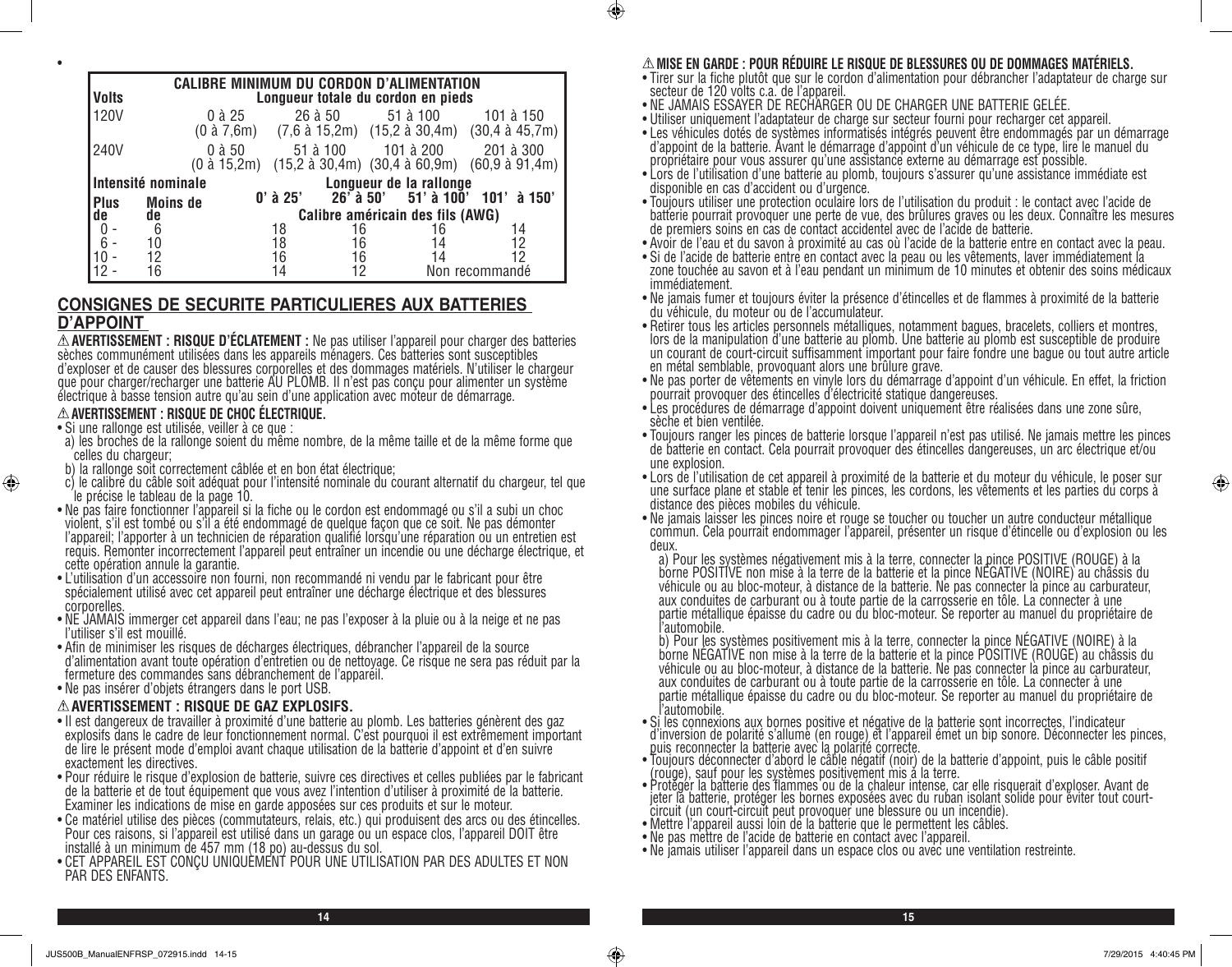•

| CALIBRE MINIMUM DU CORDON D'ALIMENTATION | | | | | |
|---|---|---|---|---|---|
| Volts | | Longueur totale du cordon en pieds | | | |
| 120V | | 0 à 25 (0 à 7,6m) | 26 à 50 (7,6 à 15,2m) | 51 à 100 (15,2 à 30,4m) | 101 à 150 (30,4 à 45,7m) |
| 240V | | 0 à 50 (0 à 15,2m) | 51 à 100 (15,2 à 30,4m) | 101 à 200 (30,4 à 60,9m) | 201 à 300 (60,9 à 91,4m) |
| Intensité nominale | | Longueur de la rallonge | | | |
| | | 0' à 25' | 26' à 50' | 51' à 100' | 101' à 150' |
| Plus de | Moins de | Calibre américain des fils (AWG) | | | |
| 0 - | 6 | 18 | 16 | 16 | 14 |
| 6 - | 10 | 18 | 16 | 14 | 12 |
| 10 - | 12 | 16 | 16 | 14 | 12 |
| 12 - | 16 | 14 | 12 | Non recommandé | |

## CONSIGNES DE SECURITE PARTICULIERES AUX BATTERIES D'APPOINT

⚠ **AVERTISSEMENT : RISQUE D'ÉCLATEMENT :** Ne pas utiliser l'appareil pour charger des batteries sèches communément utilisées dans les appareils ménagers. Ces batteries sont susceptibles d'exploser et de causer des blessures corporelles et des dommages matériels. N'utiliser le chargeur que pour charger/recharger une batterie AU PLOMB. Il n'est pas conçu pour alimenter un système électrique à basse tension autre qu'au sein d'une application avec moteur de démarrage.

⚠ **AVERTISSEMENT : RISQUE DE CHOC ÉLECTRIQUE.**

- Si une rallonge est utilisée, veiller à ce que :
  a) les broches de la rallonge soient du même nombre, de la même taille et de la même forme que celles du chargeur;
  b) la rallonge soit correctement câblée et en bon état électrique;
  c) le calibre du câble soit adéquat pour l'intensité nominale du courant alternatif du chargeur, tel que le précise le tableau de la page 10.
- Ne pas faire fonctionner l'appareil si la fiche ou le cordon est endommagé ou s'il a subi un choc violent, s'il est tombé ou s'il a été endommagé de quelque façon que ce soit. Ne pas démonter l'appareil; l'apporter à un technicien de réparation qualifié lorsqu'une réparation ou un entretien est requis. Remonter incorrectement l'appareil peut entraîner un incendie ou une décharge électrique, et cette opération annule la garantie.
- L'utilisation d'un accessoire non fourni, non recommandé ni vendu par le fabricant pour être spécialement utilisé avec cet appareil peut entraîner une décharge électrique et des blessures corporelles.
- NE JAMAIS immerger cet appareil dans l'eau; ne pas l'exposer à la pluie ou à la neige et ne pas l'utiliser s'il est mouillé.
- Afin de minimiser les risques de décharges électriques, débrancher l'appareil de la source d'alimentation avant toute opération d'entretien ou de nettoyage. Ce risque ne sera pas réduit par la fermeture des commandes sans débranchement de l'appareil.
- Ne pas insérer d'objets étrangers dans le port USB.

⚠ **AVERTISSEMENT : RISQUE DE GAZ EXPLOSIFS.**

- Il est dangereux de travailler à proximité d'une batterie au plomb. Les batteries génèrent des gaz explosifs dans le cadre de leur fonctionnement normal. C'est pourquoi il est extrêmement important de lire le présent mode d'emploi avant chaque utilisation de la batterie d'appoint et d'en suivre exactement les directives.
- Pour réduire le risque d'explosion de batterie, suivre ces directives et celles publiées par le fabricant de la batterie et de tout équipement que vous avez l'intention d'utiliser à proximité de la batterie. Examiner les indications de mise en garde apposées sur ces produits et sur le moteur.
- Ce matériel utilise des pièces (commutateurs, relais, etc.) qui produisent des arcs ou des étincelles. Pour ces raisons, si l'appareil est utilisé dans un garage ou un espace clos, l'appareil DOIT être installé à un minimum de 457 mm (18 po) au-dessus du sol.
- CET APPAREIL EST CONÇU UNIQUEMENT POUR UNE UTILISATION PAR DES ADULTES ET NON PAR DES ENFANTS.

⚠ **MISE EN GARDE : POUR RÉDUIRE LE RISQUE DE BLESSURES OU DE DOMMAGES MATÉRIELS.**

- Tirer sur la fiche plutôt que sur le cordon d'alimentation pour débrancher l'adaptateur de charge sur secteur de 120 volts c.a. de l'appareil.
- NE JAMAIS ESSAYER DE RECHARGER OU DE CHARGER UNE BATTERIE GELÉE.
- Utiliser uniquement l'adaptateur de charge sur secteur fourni pour recharger cet appareil.
- Les véhicules dotés de systèmes informatisés intégrés peuvent être endommagés par un démarrage d'appoint de la batterie. Avant le démarrage d'appoint d'un véhicule de ce type, lire le manuel du propriétaire pour vous assurer qu'une assistance externe au démarrage est possible.
- Lors de l'utilisation d'une batterie au plomb, toujours s'assurer qu'une assistance immédiate est disponible en cas d'accident ou d'urgence.
- Toujours utiliser une protection oculaire lors de l'utilisation du produit : le contact avec l'acide de batterie pourrait provoquer une perte de vue, des brûlures graves ou les deux. Connaître les mesures de premiers soins en cas de contact accidentel avec de l'acide de batterie.
- Avoir de l'eau et du savon à proximité au cas où l'acide de la batterie entre en contact avec la peau.
- Si de l'acide de batterie entre en contact avec la peau ou les vêtements, laver immédiatement la zone touchée au savon et à l'eau pendant un minimum de 10 minutes et obtenir des soins médicaux immédiatement.
- Ne jamais fumer et toujours éviter la présence d'étincelles et de flammes à proximité de la batterie du véhicule, du moteur ou de l'accumulateur.
- Retirer tous les articles personnels métalliques, notamment bagues, bracelets, colliers et montres, lors de la manipulation d'une batterie au plomb. Une batterie au plomb est susceptible de produire un courant de court-circuit suffisamment important pour faire fondre une bague ou tout autre article en métal semblable, provoquant alors une brûlure grave.
- Ne pas porter de vêtements en vinyle lors du démarrage d'appoint d'un véhicule. En effet, la friction pourrait provoquer des étincelles d'électricité statique dangereuses.
- Les procédures de démarrage d'appoint doivent uniquement être réalisées dans une zone sûre, sèche et bien ventilée.
- Toujours ranger les pinces de batterie lorsque l'appareil n'est pas utilisé. Ne jamais mettre les pinces de batterie en contact. Cela pourrait provoquer des étincelles dangereuses, un arc électrique et/ou une explosion.
- Lors de l'utilisation de cet appareil à proximité de la batterie et du moteur du véhicule, le poser sur une surface plane et stable et tenir les pinces, les cordons, les vêtements et les parties du corps à distance des pièces mobiles du véhicule.
- Ne jamais laisser les pinces noire et rouge se toucher ou toucher un autre conducteur métallique commun. Cela pourrait endommager l'appareil, présenter un risque d'étincelle ou d'explosion ou les deux.
  a) Pour les systèmes négativement mis à la terre, connecter la pince POSITIVE (ROUGE) à la borne POSITIVE non mise à la terre de la batterie et la pince NÉGATIVE (NOIRE) au châssis du véhicule ou au bloc-moteur, à distance de la batterie. Ne pas connecter la pince au carburateur, aux conduites de carburant ou à toute partie de la carrosserie en tôle. La connecter à une partie métallique épaisse du cadre ou du bloc-moteur. Se reporter au manuel du propriétaire de l'automobile.
  b) Pour les systèmes positivement mis à la terre, connecter la pince NÉGATIVE (NOIRE) à la borne NÉGATIVE non mise à la terre de la batterie et la pince POSITIVE (ROUGE) au châssis du véhicule ou au bloc-moteur, à distance de la batterie. Ne pas connecter la pince au carburateur, aux conduites de carburant ou à toute partie de la carrosserie en tôle. La connecter à une partie métallique épaisse du cadre ou du bloc-moteur. Se reporter au manuel du propriétaire de l'automobile.
- Si les connexions aux bornes positive et négative de la batterie sont incorrectes, l'indicateur d'inversion de polarité s'allume (en rouge) et l'appareil émet un bip sonore. Déconnecter les pinces, puis reconnecter la batterie avec la polarité correcte.
- Toujours déconnecter d'abord le câble négatif (noir) de la batterie d'appoint, puis le câble positif (rouge), sauf pour les systèmes positivement mis à la terre.
- Protéger la batterie des flammes ou de la chaleur intense, car elle risquerait d'exploser. Avant de jeter la batterie, protéger les bornes exposées avec du ruban isolant solide pour éviter tout court-circuit (un court-circuit peut provoquer une blessure ou un incendie).
- Mettre l'appareil aussi loin de la batterie que le permettent les câbles.
- Ne pas mettre de l'acide de batterie en contact avec l'appareil.
- Ne jamais utiliser l'appareil dans un espace clos ou avec une ventilation restreinte.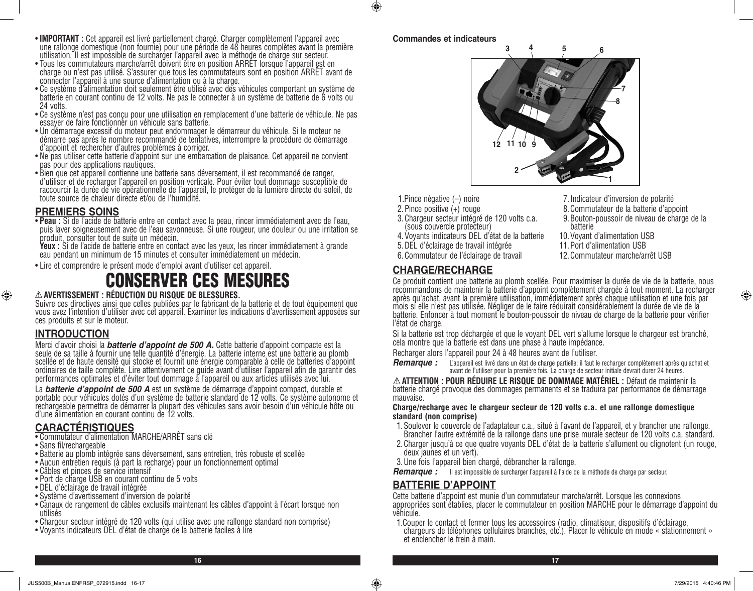- **IMPORTANT :** Cet appareil est livré partiellement chargé. Charger complètement l'appareil avec une rallonge domestique (non fournie) pour une période de 48 heures complètes avant la première utilisation. Il est impossible de surcharger l'appareil avec la méthode de charge sur secteur.
- Tous les commutateurs marche/arrêt doivent être en position ARRÊT lorsque l'appareil est en charge ou n'est pas utilisé. S'assurer que tous les commutateurs sont en position ARRÊT avant de connecter l'appareil à une source d'alimentation ou à la charge.
- Ce système d'alimentation doit seulement être utilisé avec des véhicules comportant un système de batterie en courant continu de 12 volts. Ne pas le connecter à un système de batterie de 6 volts ou 24 volts.
- Ce système n'est pas conçu pour une utilisation en remplacement d'une batterie de véhicule. Ne pas essayer de faire fonctionner un véhicule sans batterie.
- Un démarrage excessif du moteur peut endommager le démarreur du véhicule. Si le moteur ne démarre pas après le nombre recommandé de tentatives, interrompre la procédure de démarrage d'appoint et rechercher d'autres problèmes à corriger.
- Ne pas utiliser cette batterie d'appoint sur une embarcation de plaisance. Cet appareil ne convient pas pour des applications nautiques.
- Bien que cet appareil contienne une batterie sans déversement, il est recommandé de ranger, d'utiliser et de recharger l'appareil en position verticale. Pour éviter tout dommage susceptible de raccourcir la durée de vie opérationnelle de l'appareil, le protéger de la lumière directe du soleil, de toute source de chaleur directe et/ou de l'humidité.

## PREMIERS SOINS

- **Peau :** Si de l'acide de batterie entre en contact avec la peau, rincer immédiatement avec de l'eau, puis laver soigneusement avec de l'eau savonneuse. Si une rougeur, une douleur ou une irritation se produit, consulter tout de suite un médecin.
  **Yeux :** Si de l'acide de batterie entre en contact avec les yeux, les rincer immédiatement à grande eau pendant un minimum de 15 minutes et consulter immédiatement un médecin.
- Lire et comprendre le présent mode d'emploi avant d'utiliser cet appareil.

# CONSERVER CES MESURES

⚠ **AVERTISSEMENT : RÉDUCTION DU RISQUE DE BLESSURES.**
Suivre ces directives ainsi que celles publiées par le fabricant de la batterie et de tout équipement que vous avez l'intention d'utiliser avec cet appareil. Examiner les indications d'avertissement apposées sur ces produits et sur le moteur.

## INTRODUCTION

Merci d'avoir choisi la ***batterie d'appoint de 500 A.*** Cette batterie d'appoint compacte est la seule de sa taille à fournir une telle quantité d'énergie. La batterie interne est une batterie au plomb scellée et de haute densité qui stocke et fournit une énergie comparable à celle de batteries d'appoint ordinaires de taille complète. Lire attentivement ce guide avant d'utiliser l'appareil afin de garantir des performances optimales et d'éviter tout dommage à l'appareil ou aux articles utilisés avec lui.

La ***batterie d'appoint de 500 A*** est un système de démarrage d'appoint compact, durable et portable pour véhicules dotés d'un système de batterie standard de 12 volts. Ce système autonome et rechargeable permettra de démarrer la plupart des véhicules sans avoir besoin d'un véhicule hôte ou d'une alimentation en courant continu de 12 volts.

## CARACTÉRISTIQUES

- Commutateur d'alimentation MARCHE/ARRÊT sans clé
- Sans fil/rechargeable
- Batterie au plomb intégrée sans déversement, sans entretien, très robuste et scellée
- Aucun entretien requis (à part la recharge) pour un fonctionnement optimal
- Câbles et pinces de service intensif
- Port de charge USB en courant continu de 5 volts
- DEL d'éclairage de travail intégrée
- Système d'avertissement d'inversion de polarité
- Canaux de rangement de câbles exclusifs maintenant les câbles d'appoint à l'écart lorsque non utilisés
- Chargeur secteur intégré de 120 volts (qui utilise avec une rallonge standard non comprise)
- Voyants indicateurs DEL d'état de charge de la batterie faciles à lire

**Commandes et indicateurs**

1. Pince négative (–) noire
2. Pince positive (+) rouge
3. Chargeur secteur intégré de 120 volts c.a. (sous couvercle protecteur)
4. Voyants indicateurs DEL d'état de la batterie
5. DEL d'éclairage de travail intégrée
6. Commutateur de l'éclairage de travail
7. Indicateur d'inversion de polarité
8. Commutateur de la batterie d'appoint
9. Bouton-poussoir de niveau de charge de la batterie
10. Voyant d'alimentation USB
11. Port d'alimentation USB
12. Commutateur marche/arrêt USB

## CHARGE/RECHARGE

Ce produit contient une batterie au plomb scellée. Pour maximiser la durée de vie de la batterie, nous recommandons de maintenir la batterie d'appoint complètement chargée à tout moment. La recharger après qu'achat, avant la première utilisation, immédiatement après chaque utilisation et une fois par mois si elle n'est pas utilisée. Négliger de le faire réduirait considérablement la durée de vie de la batterie. Enfoncer à tout moment le bouton-poussoir de niveau de charge de la batterie pour vérifier l'état de charge.

Si la batterie est trop déchargée et que le voyant DEL vert s'allume lorsque le chargeur est branché, cela montre que la batterie est dans une phase à haute impédance.

Recharger alors l'appareil pour 24 à 48 heures avant de l'utiliser.

***Remarque :*** L'appareil est livré dans un état de charge partielle; il faut le recharger complètement après qu'achat et avant de l'utiliser pour la première fois. La charge de secteur initiale devrait durer 24 heures.

⚠ **ATTENTION : POUR RÉDUIRE LE RISQUE DE DOMMAGE MATÉRIEL :** Défaut de maintenir la batterie chargé provoque des dommages permanents et se traduira par performance de démarrage mauvaise.

**Charge/recharge avec le chargeur secteur de 120 volts c.a. et une rallonge domestique standard (non comprise)**

1. Soulever le couvercle de l'adaptateur c.a., situé à l'avant de l'appareil, et y brancher une rallonge. Brancher l'autre extrémité de la rallonge dans une prise murale secteur de 120 volts c.a. standard.
2. Charger jusqu'à ce que quatre voyants DEL d'état de la batterie s'allument ou clignotent (un rouge, deux jaunes et un vert).
3. Une fois l'appareil bien chargé, débrancher la rallonge.

***Remarque :*** Il est impossible de surcharger l'appareil à l'aide de la méthode de charge par secteur.

## BATTERIE D'APPOINT

Cette batterie d'appoint est munie d'un commutateur marche/arrêt. Lorsque les connexions appropriées sont établies, placer le commutateur en position MARCHE pour le démarrage d'appoint du véhicule.

1. Couper le contact et fermer tous les accessoires (radio, climatiseur, dispositifs d'éclairage, chargeurs de téléphones cellulaires branchés, etc.). Placer le véhicule en mode « stationnement » et enclencher le frein à main.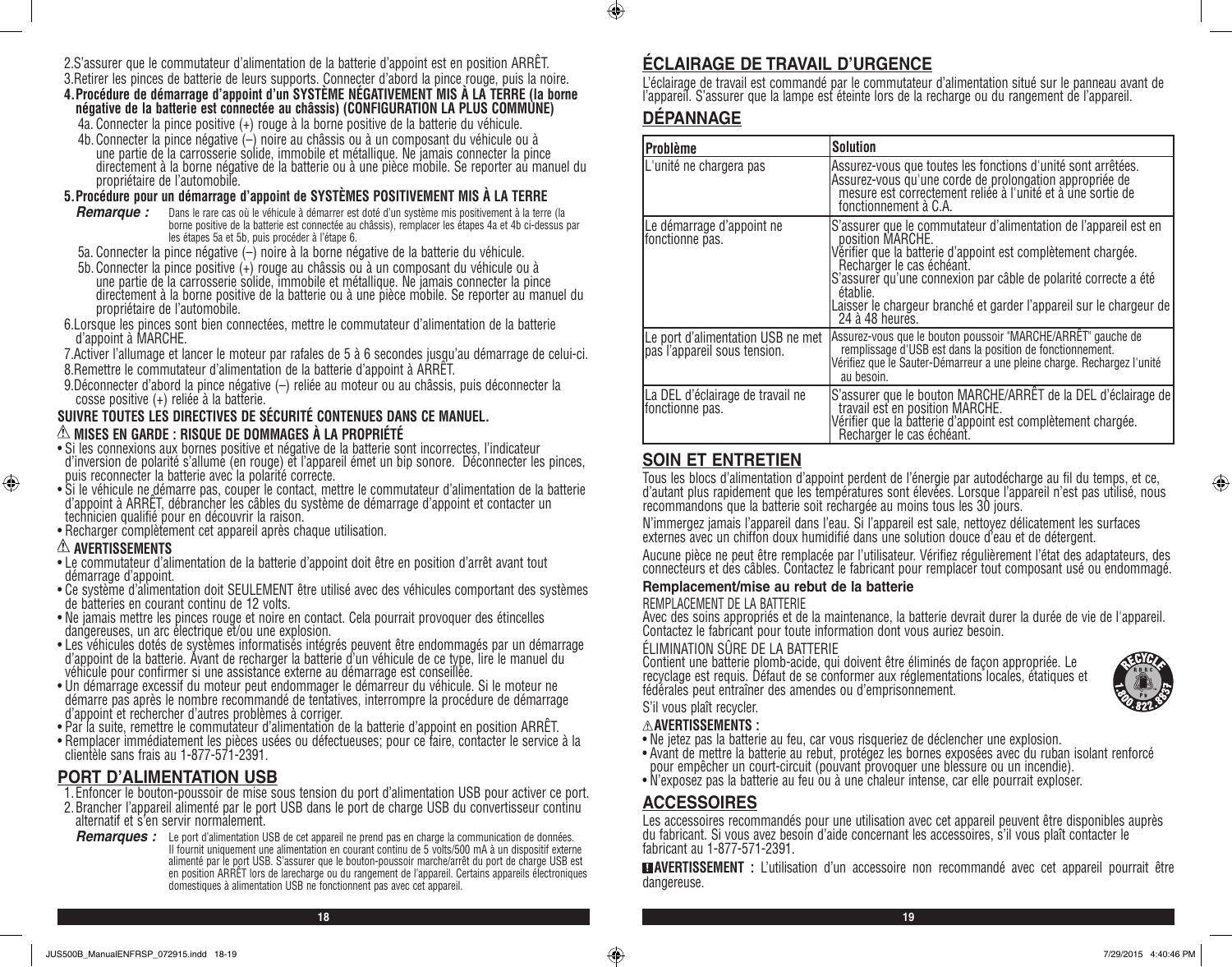2. S'assurer que le commutateur d'alimentation de la batterie d'appoint est en position ARRÊT.
3. Retirer les pinces de batterie de leurs supports. Connecter d'abord la pince rouge, puis la noire.
4. **Procédure de démarrage d'appoint d'un SYSTÈME NÉGATIVEMENT MIS À LA TERRE (la borne négative de la batterie est connectée au châssis) (CONFIGURATION LA PLUS COMMUNE)**
   4a. Connecter la pince positive (+) rouge à la borne positive de la batterie du véhicule.
   4b. Connecter la pince négative (–) noire au châssis ou à un composant du véhicule ou à une partie de la carrosserie solide, immobile et métallique. Ne jamais connecter la pince directement à la borne négative de la batterie ou à une pièce mobile. Se reporter au manuel du propriétaire de l'automobile.
5. **Procédure pour un démarrage d'appoint de SYSTÈMES POSITIVEMENT MIS À LA TERRE**

   ***Remarque :*** Dans le rare cas où le véhicule à démarrer est doté d'un système mis positivement à la terre (la borne positive de la batterie est connectée au châssis), remplacer les étapes 4a et 4b ci-dessus par les étapes 5a et 5b, puis procéder à l'étape 6.

   5a. Connecter la pince négative (–) noire à la borne négative de la batterie du véhicule.
   5b. Connecter la pince positive (+) rouge au châssis ou à un composant du véhicule ou à une partie de la carrosserie solide, immobile et métallique. Ne jamais connecter la pince directement à la borne positive de la batterie ou à une pièce mobile. Se reporter au manuel du propriétaire de l'automobile.
6. Lorsque les pinces sont bien connectées, mettre le commutateur d'alimentation de la batterie d'appoint à MARCHE.
7. Activer l'allumage et lancer le moteur par rafales de 5 à 6 secondes jusqu'au démarrage de celui-ci.
8. Remettre le commutateur d'alimentation de la batterie d'appoint à ARRÊT.
9. Déconnecter d'abord la pince négative (–) reliée au moteur ou au châssis, puis déconnecter la cosse positive (+) reliée à la batterie.

**SUIVRE TOUTES LES DIRECTIVES DE SÉCURITÉ CONTENUES DANS CE MANUEL.**

**⚠ MISES EN GARDE : RISQUE DE DOMMAGES À LA PROPRIÉTÉ**

- Si les connexions aux bornes positive et négative de la batterie sont incorrectes, l'indicateur d'inversion de polarité s'allume (en rouge) et l'appareil émet un bip sonore. Déconnecter les pinces, puis reconnecter la batterie avec la polarité correcte.
- Si le véhicule ne démarre pas, couper le contact, mettre le commutateur d'alimentation de la batterie d'appoint à ARRÊT, débrancher les câbles du système de démarrage d'appoint et contacter un technicien qualifié pour en découvrir la raison.
- Recharger complètement cet appareil après chaque utilisation.

**⚠ AVERTISSEMENTS**

- Le commutateur d'alimentation de la batterie d'appoint doit être en position d'arrêt avant tout démarrage d'appoint.
- Ce système d'alimentation doit SEULEMENT être utilisé avec des véhicules comportant des systèmes de batteries en courant continu de 12 volts.
- Ne jamais mettre les pinces rouge et noire en contact. Cela pourrait provoquer des étincelles dangereuses, un arc électrique et/ou une explosion.
- Les véhicules dotés de systèmes informatisés intégrés peuvent être endommagés par un démarrage d'appoint de la batterie. Avant de recharger la batterie d'un véhicule de ce type, lire le manuel du véhicule pour confirmer si une assistance externe au démarrage est conseillée.
- Un démarrage excessif du moteur peut endommager le démarreur du véhicule. Si le moteur ne démarre pas après le nombre recommandé de tentatives, interrompre la procédure de démarrage d'appoint et rechercher d'autres problèmes à corriger.
- Par la suite, remettre le commutateur d'alimentation de la batterie d'appoint en position ARRÊT.
- Remplacer immédiatement les pièces usées ou défectueuses; pour ce faire, contacter le service à la clientèle sans frais au 1-877-571-2391.

## PORT D'ALIMENTATION USB

1. Enfoncer le bouton-poussoir de mise sous tension du port d'alimentation USB pour activer ce port.
2. Brancher l'appareil alimenté par le port USB dans le port de charge USB du convertisseur continu alternatif et s'en servir normalement.

***Remarques :*** Le port d'alimentation USB de cet appareil ne prend pas en charge la communication de données. Il fournit uniquement une alimentation en courant continu de 5 volts/500 mA à un dispositif externe alimenté par le port USB. S'assurer que le bouton-poussoir marche/arrêt du port de charge USB est en position ARRÊT lors de larecharge ou du rangement de l'appareil. Certains appareils électroniques domestiques à alimentation USB ne fonctionnent pas avec cet appareil.

## ÉCLAIRAGE DE TRAVAIL D'URGENCE

L'éclairage de travail est commandé par le commutateur d'alimentation situé sur le panneau avant de l'appareil. S'assurer que la lampe est éteinte lors de la recharge ou du rangement de l'appareil.

## DÉPANNAGE

| Problème | Solution |
|---|---|
| L'unité ne chargera pas | Assurez-vous que toutes les fonctions d'unité sont arrêtées.<br>Assurez-vous qu'une corde de prolongation appropriée de mesure est correctement reliée à l'unité et à une sortie de fonctionnement à C.A. |
| Le démarrage d'appoint ne fonctionne pas. | S'assurer que le commutateur d'alimentation de l'appareil est en position MARCHE.<br>Vérifier que la batterie d'appoint est complètement chargée. Recharger le cas échéant.<br>S'assurer qu'une connexion par câble de polarité correcte a été établie.<br>Laisser le chargeur branché et garder l'appareil sur le chargeur de 24 à 48 heures. |
| Le port d'alimentation USB ne met pas l'appareil sous tension. | Assurez-vous que le bouton poussoir "MARCHE/ARRÊT" gauche de remplissage d'USB est dans la position de fonctionnement.<br>Vérifiez que le Sauter-Démarreur a une pleine charge. Rechargez l'unité au besoin. |
| La DEL d'éclairage de travail ne fonctionne pas. | S'assurer que le bouton MARCHE/ARRÊT de la DEL d'éclairage de travail est en position MARCHE.<br>Vérifier que la batterie d'appoint est complètement chargée. Recharger le cas échéant. |

## SOIN ET ENTRETIEN

Tous les blocs d'alimentation d'appoint perdent de l'énergie par autodécharge au fil du temps, et ce, d'autant plus rapidement que les températures sont élevées. Lorsque l'appareil n'est pas utilisé, nous recommandons que la batterie soit rechargée au moins tous les 30 jours.

N'immergez jamais l'appareil dans l'eau. Si l'appareil est sale, nettoyez délicatement les surfaces externes avec un chiffon doux humidifié dans une solution douce d'eau et de détergent.

Aucune pièce ne peut être remplacée par l'utilisateur. Vérifiez régulièrement l'état des adaptateurs, des connecteurs et des câbles. Contactez le fabricant pour remplacer tout composant usé ou endommagé.

### Remplacement/mise au rebut de la batterie

REMPLACEMENT DE LA BATTERIE
Avec des soins appropriés et de la maintenance, la batterie devrait durer la durée de vie de l'appareil. Contactez le fabricant pour toute information dont vous auriez besoin.

ÉLIMINATION SÛRE DE LA BATTERIE
Contient une batterie plomb-acide, qui doivent être éliminés de façon appropriée. Le recyclage est requis. Défaut de se conformer aux réglementations locales, étatiques et fédérales peut entraîner des amendes ou d'emprisonnement.

S'il vous plaît recycler.

**⚠AVERTISSEMENTS :**

- Ne jetez pas la batterie au feu, car vous risqueriez de déclencher une explosion.
- Avant de mettre la batterie au rebut, protégez les bornes exposées avec du ruban isolant renforcé pour empêcher un court-circuit (pouvant provoquer une blessure ou un incendie).
- N'exposez pas la batterie au feu ou à une chaleur intense, car elle pourrait exploser.

## ACCESSOIRES

Les accessoires recommandés pour une utilisation avec cet appareil peuvent être disponibles auprès du fabricant. Si vous avez besoin d'aide concernant les accessoires, s'il vous plaît contacter le fabricant au 1-877-571-2391.

**AVERTISSEMENT :** L'utilisation d'un accessoire non recommandé avec cet appareil pourrait être dangereuse.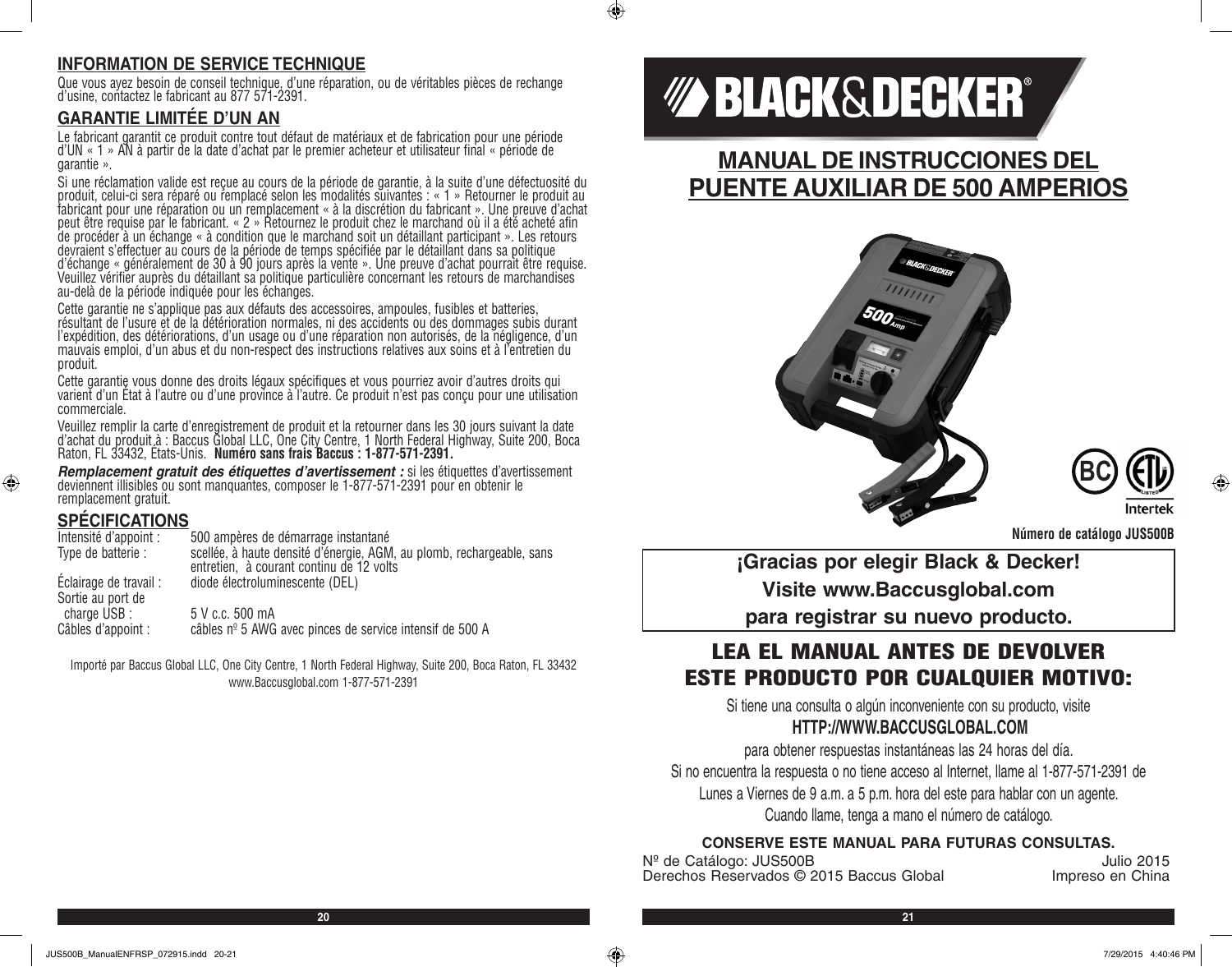## INFORMATION DE SERVICE TECHNIQUE

Que vous ayez besoin de conseil technique, d'une réparation, ou de véritables pièces de rechange d'usine, contactez le fabricant au 877 571-2391.

## GARANTIE LIMITÉE D'UN AN

Le fabricant garantit ce produit contre tout défaut de matériaux et de fabrication pour une période d'UN « 1 » AN à partir de la date d'achat par le premier acheteur et utilisateur final « période de garantie ».

Si une réclamation valide est reçue au cours de la période de garantie, à la suite d'une défectuosité du produit, celui-ci sera réparé ou remplacé selon les modalités suivantes : « 1 » Retourner le produit au fabricant pour une réparation ou un remplacement « à la discrétion du fabricant ». Une preuve d'achat peut être requise par le fabricant. « 2 » Retournez le produit chez le marchand où il a été acheté afin de procéder à un échange « à condition que le marchand soit un détaillant participant ». Les retours devraient s'effectuer au cours de la période de temps spécifiée par le détaillant dans sa politique d'échange « généralement de 30 à 90 jours après la vente ». Une preuve d'achat pourrait être requise. Veuillez vérifier auprès du détaillant sa politique particulière concernant les retours de marchandises au-delà de la période indiquée pour les échanges.

Cette garantie ne s'applique pas aux défauts des accessoires, ampoules, fusibles et batteries, résultant de l'usure et de la détérioration normales, ni des accidents ou des dommages subis durant l'expédition, des détériorations, d'un usage ou d'une réparation non autorisés, de la négligence, d'un mauvais emploi, d'un abus et du non-respect des instructions relatives aux soins et à l'entretien du produit.

Cette garantie vous donne des droits légaux spécifiques et vous pourriez avoir d'autres droits qui varient d'un État à l'autre ou d'une province à l'autre. Ce produit n'est pas conçu pour une utilisation commerciale.

Veuillez remplir la carte d'enregistrement de produit et la retourner dans les 30 jours suivant la date d'achat du produit à : Baccus Global LLC, One City Centre, 1 North Federal Highway, Suite 200, Boca Raton, FL 33432, États-Unis. **Numéro sans frais Baccus : 1-877-571-2391.**

***Remplacement gratuit des étiquettes d'avertissement :*** si les étiquettes d'avertissement deviennent illisibles ou sont manquantes, composer le 1-877-571-2391 pour en obtenir le remplacement gratuit.

## SPÉCIFICATIONS

| | |
|---|---|
| Intensité d'appoint : | 500 ampères de démarrage instantané |
| Type de batterie : | scellée, à haute densité d'énergie, AGM, au plomb, rechargeable, sans entretien, à courant continu de 12 volts |
| Éclairage de travail : | diode électroluminescente (DEL) |
| Sortie au port de charge USB : | 5 V c.c. 500 mA |
| Câbles d'appoint : | câbles nº 5 AWG avec pinces de service intensif de 500 A |

Importé par Baccus Global LLC, One City Centre, 1 North Federal Highway, Suite 200, Boca Raton, FL 33432
www.Baccusglobal.com 1-877-571-2391

---

BLACK&DECKER®

# MANUAL DE INSTRUCCIONES DEL PUENTE AUXILIAR DE 500 AMPERIOS

**Número de catálogo JUS500B**

**¡Gracias por elegir Black & Decker!**
**Visite www.Baccusglobal.com**
**para registrar su nuevo producto.**

## LEA EL MANUAL ANTES DE DEVOLVER ESTE PRODUCTO POR CUALQUIER MOTIVO:

Si tiene una consulta o algún inconveniente con su producto, visite

**HTTP://WWW.BACCUSGLOBAL.COM**

para obtener respuestas instantáneas las 24 horas del día.

Si no encuentra la respuesta o no tiene acceso al Internet, llame al 1-877-571-2391 de Lunes a Viernes de 9 a.m. a 5 p.m. hora del este para hablar con un agente.

Cuando llame, tenga a mano el número de catálogo.

**CONSERVE ESTE MANUAL PARA FUTURAS CONSULTAS.**

Nº de Catálogo: JUS500B — Julio 2015
Derechos Reservados © 2015 Baccus Global — Impreso en China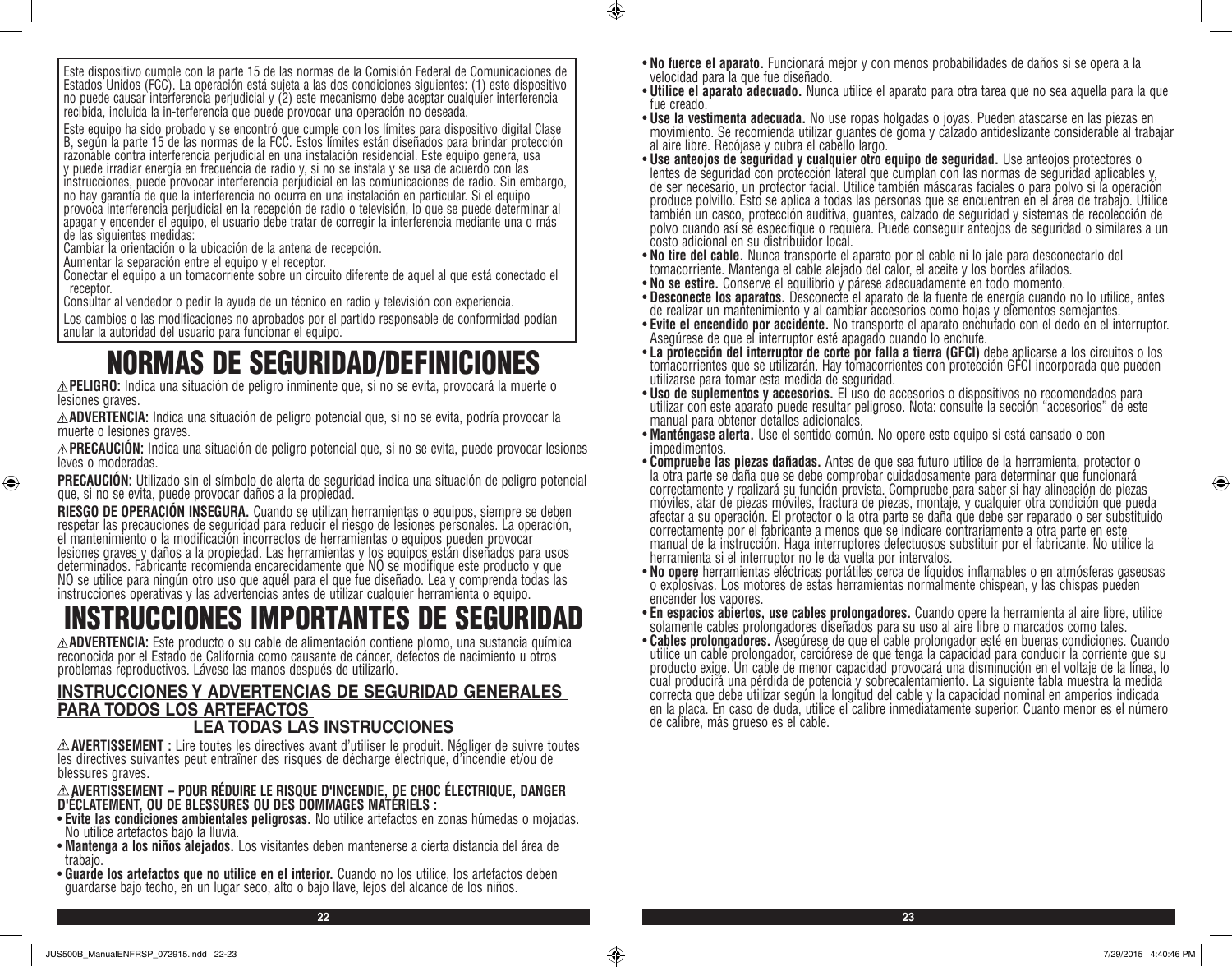Este dispositivo cumple con la parte 15 de las normas de la Comisión Federal de Comunicaciones de Estados Unidos (FCC). La operación está sujeta a las dos condiciones siguientes: (1) este dispositivo no puede causar interferencia perjudicial y (2) este mecanismo debe aceptar cualquier interferencia recibida, incluida la in-terferencia que puede provocar una operación no deseada.

Este equipo ha sido probado y se encontró que cumple con los límites para dispositivo digital Clase B, según la parte 15 de las normas de la FCC. Estos límites están diseñados para brindar protección razonable contra interferencia perjudicial en una instalación residencial. Este equipo genera, usa y puede irradiar energía en frecuencia de radio y, si no se instala y se usa de acuerdo con las instrucciones, puede provocar interferencia perjudicial en las comunicaciones de radio. Sin embargo, no hay garantía de que la interferencia no ocurra en una instalación en particular. Si el equipo provoca interferencia perjudicial en la recepción de radio o televisión, lo que se puede determinar al apagar y encender el equipo, el usuario debe tratar de corregir la interferencia mediante una o más de las siguientes medidas:

Cambiar la orientación o la ubicación de la antena de recepción.

Aumentar la separación entre el equipo y el receptor.

Conectar el equipo a un tomacorriente sobre un circuito diferente de aquel al que está conectado el receptor.

Consultar al vendedor o pedir la ayuda de un técnico en radio y televisión con experiencia.

Los cambios o las modificaciones no aprobados por el partido responsable de conformidad podían anular la autoridad del usuario para funcionar el equipo.

# NORMAS DE SEGURIDAD/DEFINICIONES

⚠**PELIGRO:** Indica una situación de peligro inminente que, si no se evita, provocará la muerte o lesiones graves.

⚠**ADVERTENCIA:** Indica una situación de peligro potencial que, si no se evita, podría provocar la muerte o lesiones graves.

⚠**PRECAUCIÓN:** Indica una situación de peligro potencial que, si no se evita, puede provocar lesiones leves o moderadas.

**PRECAUCIÓN:** Utilizado sin el símbolo de alerta de seguridad indica una situación de peligro potencial que, si no se evita, puede provocar daños a la propiedad.

**RIESGO DE OPERACIÓN INSEGURA.** Cuando se utilizan herramientas o equipos, siempre se deben respetar las precauciones de seguridad para reducir el riesgo de lesiones personales. La operación, el mantenimiento o la modificación incorrectos de herramientas o equipos pueden provocar lesiones graves y daños a la propiedad. Las herramientas y los equipos están diseñados para usos determinados. Fabricante recomienda encarecidamente que NO se modifique este producto y que NO se utilice para ningún otro uso que aquél para el que fue diseñado. Lea y comprenda todas las instrucciones operativas y las advertencias antes de utilizar cualquier herramienta o equipo.

# INSTRUCCIONES IMPORTANTES DE SEGURIDAD

⚠**ADVERTENCIA:** Este producto o su cable de alimentación contiene plomo, una sustancia química reconocida por el Estado de California como causante de cáncer, defectos de nacimiento u otros problemas reproductivos. Lávese las manos después de utilizarlo.

## INSTRUCCIONES Y ADVERTENCIAS DE SEGURIDAD GENERALES PARA TODOS LOS ARTEFACTOS

### LEA TODAS LAS INSTRUCCIONES

⚠**AVERTISSEMENT :** Lire toutes les directives avant d'utiliser le produit. Négliger de suivre toutes les directives suivantes peut entraîner des risques de décharge électrique, d'incendie et/ou de blessures graves.

⚠**AVERTISSEMENT – POUR RÉDUIRE LE RISQUE D'INCENDIE, DE CHOC ÉLECTRIQUE, DANGER D'ÉCLATEMENT, OU DE BLESSURES OU DES DOMMAGES MATÉRIELS :**

- **Evite las condiciones ambientales peligrosas.** No utilice artefactos en zonas húmedas o mojadas. No utilice artefactos bajo la lluvia.
- **Mantenga a los niños alejados.** Los visitantes deben mantenerse a cierta distancia del área de trabajo.
- **Guarde los artefactos que no utilice en el interior.** Cuando no los utilice, los artefactos deben guardarse bajo techo, en un lugar seco, alto o bajo llave, lejos del alcance de los niños.
- **No fuerce el aparato.** Funcionará mejor y con menos probabilidades de daños si se opera a la velocidad para la que fue diseñado.
- **Utilice el aparato adecuado.** Nunca utilice el aparato para otra tarea que no sea aquella para la que fue creado.
- **Use la vestimenta adecuada.** No use ropas holgadas o joyas. Pueden atascarse en las piezas en movimiento. Se recomienda utilizar guantes de goma y calzado antideslizante considerable al trabajar al aire libre. Recójase y cubra el cabello largo.
- **Use anteojos de seguridad y cualquier otro equipo de seguridad.** Use anteojos protectores o lentes de seguridad con protección lateral que cumplan con las normas de seguridad aplicables y, de ser necesario, un protector facial. Utilice también máscaras faciales o para polvo si la operación produce polvillo. Esto se aplica a todas las personas que se encuentren en el área de trabajo. Utilice también un casco, protección auditiva, guantes, calzado de seguridad y sistemas de recolección de polvo cuando así se especifique o requiera. Puede conseguir anteojos de seguridad o similares a un costo adicional en su distribuidor local.
- **No tire del cable.** Nunca transporte el aparato por el cable ni lo jale para desconectarlo del tomacorriente. Mantenga el cable alejado del calor, el aceite y los bordes afilados.
- **No se estire.** Conserve el equilibrio y párese adecuadamente en todo momento.
- **Desconecte los aparatos.** Desconecte el aparato de la fuente de energía cuando no lo utilice, antes de realizar un mantenimiento y al cambiar accesorios como hojas y elementos semejantes.
- **Evite el encendido por accidente.** No transporte el aparato enchufado con el dedo en el interruptor. Asegúrese de que el interruptor esté apagado cuando lo enchufe.
- **La protección del interruptor de corte por falla a tierra (GFCI)** debe aplicarse a los circuitos o los tomacorrientes que se utilizarán. Hay tomacorrientes con protección GFCI incorporada que pueden utilizarse para tomar esta medida de seguridad.
- **Uso de suplementos y accesorios.** El uso de accesorios o dispositivos no recomendados para utilizar con este aparato puede resultar peligroso. Nota: consulte la sección "accesorios" de este manual para obtener detalles adicionales.
- **Manténgase alerta.** Use el sentido común. No opere este equipo si está cansado o con impedimentos.
- **Compruebe las piezas dañadas.** Antes de que sea futuro utilice de la herramienta, protector o la otra parte se daña que se debe comprobar cuidadosamente para determinar que funcionará correctamente y realizará su función prevista. Compruebe para saber si hay alineación de piezas móviles, atar de piezas móviles, fractura de piezas, montaje, y cualquier otra condición que pueda afectar a su operación. El protector o la otra parte se daña que debe ser reparado o ser substituido correctamente por el fabricante a menos que se indicare contrariamente a otra parte en este manual de la instrucción. Haga interruptores defectuosos substituir por el fabricante. No utilice la herramienta si el interruptor no le da vuelta por intervalos.
- **No opere** herramientas eléctricas portátiles cerca de líquidos inflamables o en atmósferas gaseosas o explosivas. Los motores de estas herramientas normalmente chispean, y las chispas pueden encender los vapores.
- **En espacios abiertos, use cables prolongadores.** Cuando opere la herramienta al aire libre, utilice solamente cables prolongadores diseñados para su uso al aire libre o marcados como tales.
- **Cables prolongadores.** Asegúrese de que el cable prolongador esté en buenas condiciones. Cuando utilice un cable prolongador, cerciórese de que tenga la capacidad para conducir la corriente que su producto exige. Un cable de menor capacidad provocará una disminución en el voltaje de la línea, lo cual producirá una pérdida de potencia y sobrecalentamiento. La siguiente tabla muestra la medida correcta que debe utilizar según la longitud del cable y la capacidad nominal en amperios indicada en la placa. En caso de duda, utilice el calibre inmediatamente superior. Cuanto menor es el número de calibre, más grueso es el cable.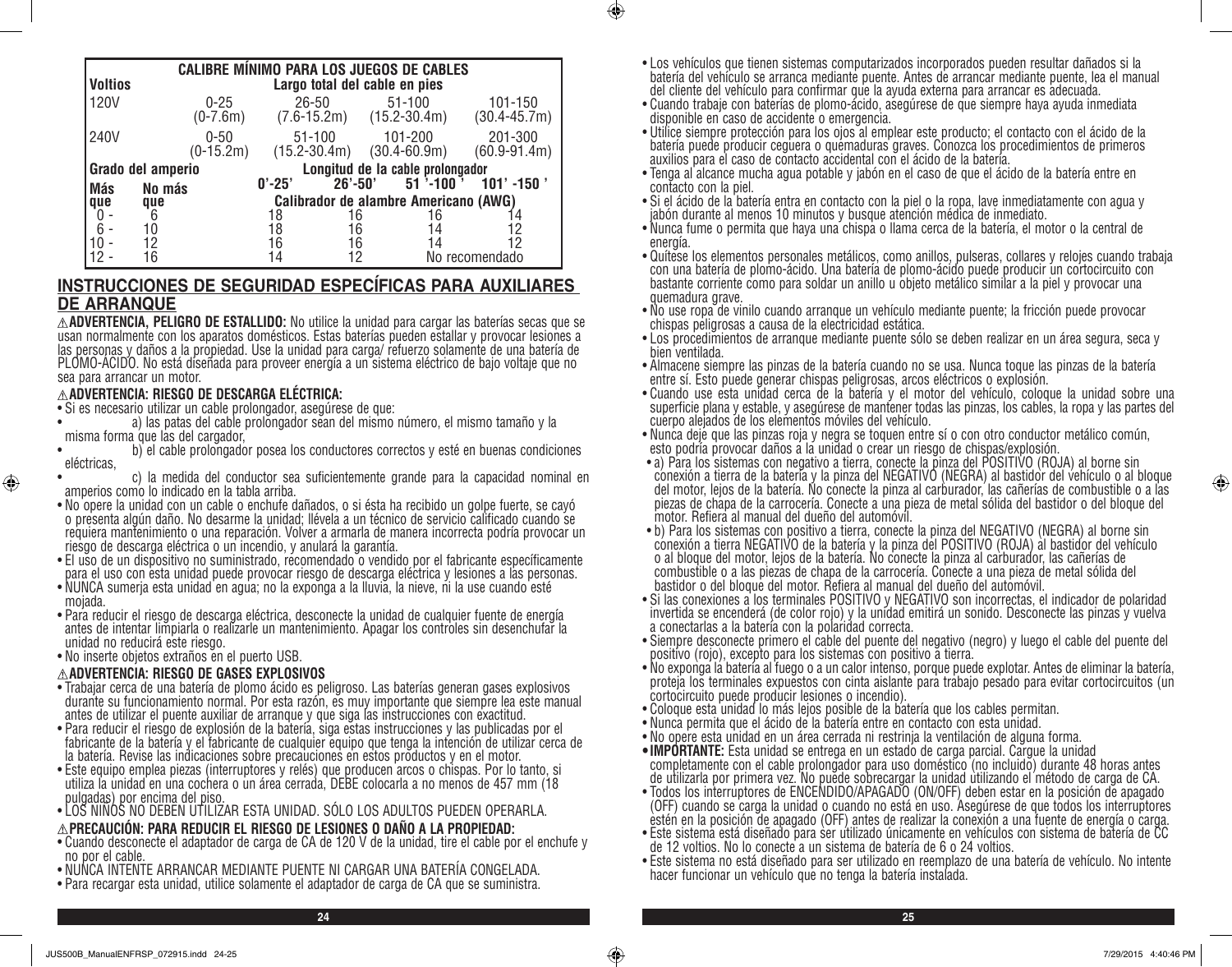| CALIBRE MÍNIMO PARA LOS JUEGOS DE CABLES | | | | | |
|---|---|---|---|---|---|
| **Voltios** | | **Largo total del cable en pies** | | | |
| 120V | | 0-25 (0-7.6m) | 26-50 (7.6-15.2m) | 51-100 (15.2-30.4m) | 101-150 (30.4-45.7m) |
| 240V | | 0-50 (0-15.2m) | 51-100 (15.2-30.4m) | 101-200 (30.4-60.9m) | 201-300 (60.9-91.4m) |
| **Grado del amperio** | | **Longitud de la cable prolongador** | | | |
| **Más que** | **No más que** | **0'-25'** | **26'-50'** | **51 '-100 '** | **101' -150 '** |
| | | **Calibrador de alambre Americano (AWG)** | | | |
| 0 - | 6 | 18 | 16 | 16 | 14 |
| 6 - | 10 | 18 | 16 | 14 | 12 |
| 10 - | 12 | 16 | 16 | 14 | 12 |
| 12 - | 16 | 14 | 12 | No recomendado | |

## INSTRUCCIONES DE SEGURIDAD ESPECÍFICAS PARA AUXILIARES DE ARRANQUE

⚠**ADVERTENCIA, PELIGRO DE ESTALLIDO:** No utilice la unidad para cargar las baterías secas que se usan normalmente con los aparatos domésticos. Estas baterías pueden estallar y provocar lesiones a las personas y daños a la propiedad. Use la unidad para carga/ refuerzo solamente de una batería de PLOMO-ÁCIDO. No está diseñada para proveer energía a un sistema eléctrico de bajo voltaje que no sea para arrancar un motor.

⚠**ADVERTENCIA: RIESGO DE DESCARGA ELÉCTRICA:**

- Si es necesario utilizar un cable prolongador, asegúrese de que:
- a) las patas del cable prolongador sean del mismo número, el mismo tamaño y la misma forma que las del cargador,
- b) el cable prolongador posea los conductores correctos y esté en buenas condiciones eléctricas,
- c) la medida del conductor sea suficientemente grande para la capacidad nominal en amperios como lo indicado en la tabla arriba.
- No opere la unidad con un cable o enchufe dañados, o si ésta ha recibido un golpe fuerte, se cayó o presenta algún daño. No desarme la unidad; llévela a un técnico de servicio calificado cuando se requiera mantenimiento o una reparación. Volver a armarla de manera incorrecta podría provocar un riesgo de descarga eléctrica o un incendio, y anulará la garantía.
- El uso de un dispositivo no suministrado, recomendado o vendido por el fabricante específicamente para el uso con esta unidad puede provocar riesgo de descarga eléctrica y lesiones a las personas.
- NUNCA sumerja esta unidad en agua; no la exponga a la lluvia, la nieve, ni la use cuando esté mojada.
- Para reducir el riesgo de descarga eléctrica, desconecte la unidad de cualquier fuente de energía antes de intentar limpiarla o realizarle un mantenimiento. Apagar los controles sin desenchufar la unidad no reducirá este riesgo.
- No inserte objetos extraños en el puerto USB.

⚠**ADVERTENCIA: RIESGO DE GASES EXPLOSIVOS**

- Trabajar cerca de una batería de plomo ácido es peligroso. Las baterías generan gases explosivos durante su funcionamiento normal. Por esta razón, es muy importante que siempre lea este manual antes de utilizar el puente auxiliar de arranque y que siga las instrucciones con exactitud.
- Para reducir el riesgo de explosión de la batería, siga estas instrucciones y las publicadas por el fabricante de la batería y el fabricante de cualquier equipo que tenga la intención de utilizar cerca de la batería. Revise las indicaciones sobre precauciones en estos productos y en el motor.
- Este equipo emplea piezas (interruptores y relés) que producen arcos o chispas. Por lo tanto, si utiliza la unidad en una cochera o un área cerrada, DEBE colocarla a no menos de 457 mm (18 pulgadas) por encima del piso.
- LOS NIÑOS NO DEBEN UTILIZAR ESTA UNIDAD. SÓLO LOS ADULTOS PUEDEN OPERARLA.

⚠**PRECAUCIÓN: PARA REDUCIR EL RIESGO DE LESIONES O DAÑO A LA PROPIEDAD:**

- Cuando desconecte el adaptador de carga de CA de 120 V de la unidad, tire el cable por el enchufe y no por el cable.
- NUNCA INTENTE ARRANCAR MEDIANTE PUENTE NI CARGAR UNA BATERÍA CONGELADA.
- Para recargar esta unidad, utilice solamente el adaptador de carga de CA que se suministra.
- Los vehículos que tienen sistemas computarizados incorporados pueden resultar dañados si la batería del vehículo se arranca mediante puente. Antes de arrancar mediante puente, lea el manual del cliente del vehículo para confirmar que la ayuda externa para arrancar es adecuada.
- Cuando trabaje con baterías de plomo-ácido, asegúrese de que siempre haya ayuda inmediata disponible en caso de accidente o emergencia.
- Utilice siempre protección para los ojos al emplear este producto; el contacto con el ácido de la batería puede producir ceguera o quemaduras graves. Conozca los procedimientos de primeros auxilios para el caso de contacto accidental con el ácido de la batería.
- Tenga al alcance mucha agua potable y jabón en el caso de que el ácido de la batería entre en contacto con la piel.
- Si el ácido de la batería entra en contacto con la piel o la ropa, lave inmediatamente con agua y jabón durante al menos 10 minutos y busque atención médica de inmediato.
- Nunca fume o permita que haya una chispa o llama cerca de la batería, el motor o la central de energía.
- Quítese los elementos personales metálicos, como anillos, pulseras, collares y relojes cuando trabaja con una batería de plomo-ácido. Una batería de plomo-ácido puede producir un cortocircuito con bastante corriente como para soldar un anillo u objeto metálico similar a la piel y provocar una quemadura grave.
- No use ropa de vinilo cuando arranque un vehículo mediante puente; la fricción puede provocar chispas peligrosas a causa de la electricidad estática.
- Los procedimientos de arranque mediante puente sólo se deben realizar en un área segura, seca y bien ventilada.
- Almacene siempre las pinzas de la batería cuando no se usa. Nunca toque las pinzas de la batería entre sí. Esto puede generar chispas peligrosas, arcos eléctricos o explosión.
- Cuando use esta unidad cerca de la batería y el motor del vehículo, coloque la unidad sobre una superficie plana y estable, y asegúrese de mantener todas las pinzas, los cables, la ropa y las partes del cuerpo alejados de los elementos móviles del vehículo.
- Nunca deje que las pinzas roja y negra se toquen entre sí o con otro conductor metálico común, esto podría provocar daños a la unidad o crear un riesgo de chispas/explosión.
- a) Para los sistemas con negativo a tierra, conecte la pinza del POSITIVO (ROJA) al borne sin conexión a tierra de la batería y la pinza del NEGATIVO (NEGRA) al bastidor del vehículo o al bloque del motor, lejos de la batería. No conecte la pinza al carburador, las cañerías de combustible o a las piezas de chapa de la carrocería. Conecte a una pieza de metal sólida del bastidor o del bloque del motor. Refiera al manual del dueño del automóvil.
- b) Para los sistemas con positivo a tierra, conecte la pinza del NEGATIVO (NEGRA) al borne sin conexión a tierra NEGATIVO de la batería y la pinza del POSITIVO (ROJA) al bastidor del vehículo o al bloque del motor, lejos de la batería. No conecte la pinza al carburador, las cañerías de combustible o a las piezas de chapa de la carrocería. Conecte a una pieza de metal sólida del bastidor o del bloque del motor. Refiera al manual del dueño del automóvil.
- Si las conexiones a los terminales POSITIVO y NEGATIVO son incorrectas, el indicador de polaridad invertida se encenderá (de color rojo) y la unidad emitirá un sonido. Desconecte las pinzas y vuelva a conectarlas a la batería con la polaridad correcta.
- Siempre desconecte primero el cable del puente del negativo (negro) y luego el cable del puente del positivo (rojo), excepto para los sistemas con positivo a tierra.
- No exponga la batería al fuego o a un calor intenso, porque puede explotar. Antes de eliminar la batería, proteja los terminales expuestos con cinta aislante para trabajo pesado para evitar cortocircuitos (un cortocircuito puede producir lesiones o incendio).
- Coloque esta unidad lo más lejos posible de la batería que los cables permitan.
- Nunca permita que el ácido de la batería entre en contacto con esta unidad.
- No opere esta unidad en un área cerrada ni restrinja la ventilación de alguna forma.
- **IMPORTANTE:** Esta unidad se entrega en un estado de carga parcial. Cargue la unidad completamente con el cable prolongador para uso doméstico (no incluido) durante 48 horas antes de utilizarla por primera vez. No puede sobrecargar la unidad utilizando el método de carga de CA.
- Todos los interruptores de ENCENDIDO/APAGADO (ON/OFF) deben estar en la posición de apagado (OFF) cuando se carga la unidad o cuando no está en uso. Asegúrese de que todos los interruptores estén en la posición de apagado (OFF) antes de realizar la conexión a una fuente de energía o carga.
- Este sistema está diseñado para ser utilizado únicamente en vehículos con sistema de batería de CC de 12 voltios. No lo conecte a un sistema de batería de 6 o 24 voltios.
- Este sistema no está diseñado para ser utilizado en reemplazo de una batería de vehículo. No intente hacer funcionar un vehículo que no tenga la batería instalada.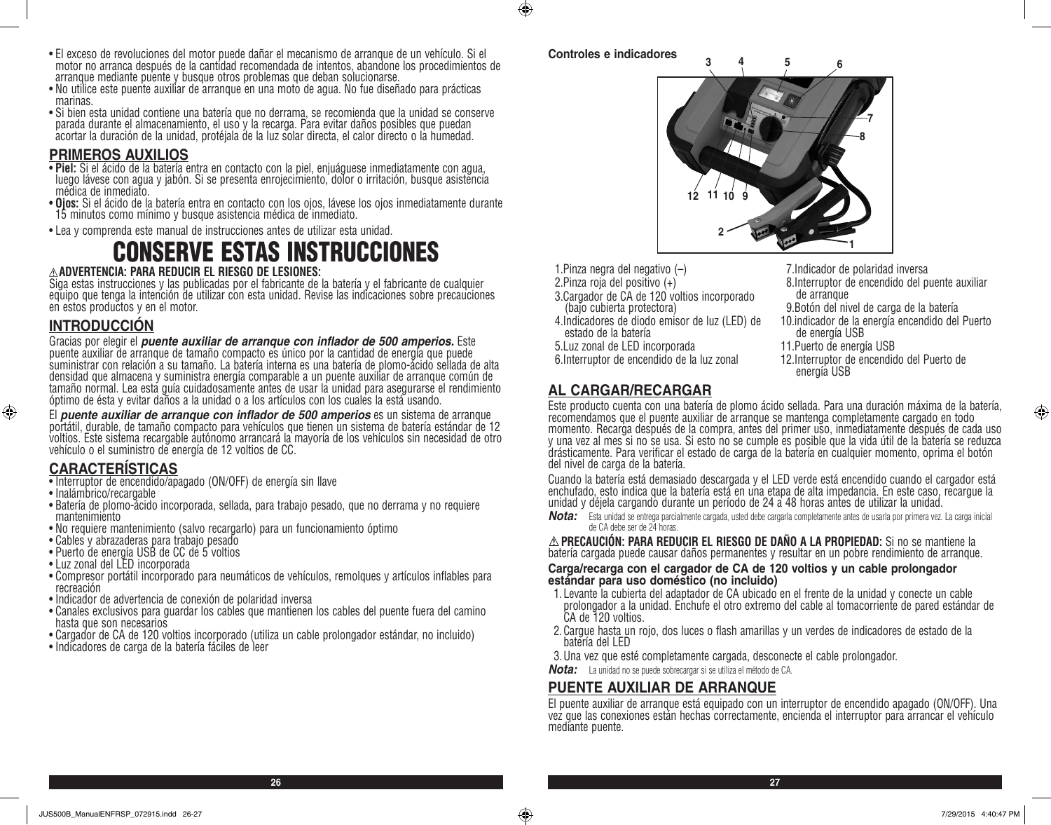- El exceso de revoluciones del motor puede dañar el mecanismo de arranque de un vehículo. Si el motor no arranca después de la cantidad recomendada de intentos, abandone los procedimientos de arranque mediante puente y busque otros problemas que deban solucionarse.
- No utilice este puente auxiliar de arranque en una moto de agua. No fue diseñado para prácticas marinas.
- Si bien esta unidad contiene una batería que no derrama, se recomienda que la unidad se conserve parada durante el almacenamiento, el uso y la recarga. Para evitar daños posibles que puedan acortar la duración de la unidad, protéjala de la luz solar directa, el calor directo o la humedad.

## PRIMEROS AUXILIOS

- **Piel:** Si el ácido de la batería entra en contacto con la piel, enjuáguese inmediatamente con agua, luego lávese con agua y jabón. Si se presenta enrojecimiento, dolor o irritación, busque asistencia médica de inmediato.
- **Ojos:** Si el ácido de la batería entra en contacto con los ojos, lávese los ojos inmediatamente durante 15 minutos como mínimo y busque asistencia médica de inmediato.

- Lea y comprenda este manual de instrucciones antes de utilizar esta unidad.

# CONSERVE ESTAS INSTRUCCIONES

**⚠ADVERTENCIA: PARA REDUCIR EL RIESGO DE LESIONES:**
Siga estas instrucciones y las publicadas por el fabricante de la batería y el fabricante de cualquier equipo que tenga la intención de utilizar con esta unidad. Revise las indicaciones sobre precauciones en estos productos y en el motor.

## INTRODUCCIÓN

Gracias por elegir el ***puente auxiliar de arranque con inflador de 500 amperios.*** Este puente auxiliar de arranque de tamaño compacto es único por la cantidad de energía que puede suministrar con relación a su tamaño. La batería interna es una batería de plomo-ácido sellada de alta densidad que almacena y suministra energía comparable a un puente auxiliar de arranque común de tamaño normal. Lea esta guía cuidadosamente antes de usar la unidad para asegurarse el rendimiento óptimo de ésta y evitar daños a la unidad o a los artículos con los cuales la está usando.

El ***puente auxiliar de arranque con inflador de 500 amperios*** es un sistema de arranque portátil, durable, de tamaño compacto para vehículos que tienen un sistema de batería estándar de 12 voltios. Este sistema recargable autónomo arrancará la mayoría de los vehículos sin necesidad de otro vehículo o el suministro de energía de 12 voltios de CC.

## CARACTERÍSTICAS

- Interruptor de encendido/apagado (ON/OFF) de energía sin llave
- Inalámbrico/recargable
- Batería de plomo-ácido incorporada, sellada, para trabajo pesado, que no derrama y no requiere mantenimiento
- No requiere mantenimiento (salvo recargarlo) para un funcionamiento óptimo
- Cables y abrazaderas para trabajo pesado
- Puerto de energía USB de CC de 5 voltios
- Luz zonal del LED incorporada
- Compresor portátil incorporado para neumáticos de vehículos, remolques y artículos inflables para recreación
- Indicador de advertencia de conexión de polaridad inversa
- Canales exclusivos para guardar los cables que mantienen los cables del puente fuera del camino hasta que son necesarios
- Cargador de CA de 120 voltios incorporado (utiliza un cable prolongador estándar, no incluido)
- Indicadores de carga de la batería fáciles de leer

**Controles e indicadores**

1. Pinza negra del negativo (–)
2. Pinza roja del positivo (+)
3. Cargador de CA de 120 voltios incorporado (bajo cubierta protectora)
4. Indicadores de diodo emisor de luz (LED) de estado de la batería
5. Luz zonal de LED incorporada
6. Interruptor de encendido de la luz zonal
7. Indicador de polaridad inversa
8. Interruptor de encendido del puente auxiliar de arranque
9. Botón del nivel de carga de la batería
10. indicador de la energía encendido del Puerto de energía USB
11. Puerto de energía USB
12. Interruptor de encendido del Puerto de energía USB

## AL CARGAR/RECARGAR

Este producto cuenta con una batería de plomo ácido sellada. Para una duración máxima de la batería, recomendamos que el puente auxiliar de arranque se mantenga completamente cargado en todo momento. Recarga después de la compra, antes del primer uso, inmediatamente después de cada uso y una vez al mes si no se usa. Si esto no se cumple es posible que la vida útil de la batería se reduzca drásticamente. Para verificar el estado de carga de la batería en cualquier momento, oprima el botón del nivel de carga de la batería.

Cuando la batería está demasiado descargada y el LED verde está encendido cuando el cargador está enchufado, esto indica que la batería está en una etapa de alta impedancia. En este caso, recargue la unidad y déjela cargando durante un período de 24 a 48 horas antes de utilizar la unidad.

***Nota:*** Esta unidad se entrega parcialmente cargada, usted debe cargarla completamente antes de usarla por primera vez. La carga inicial de CA debe ser de 24 horas.

**⚠PRECAUCIÓN: PARA REDUCIR EL RIESGO DE DAÑO A LA PROPIEDAD:** Si no se mantiene la batería cargada puede causar daños permanentes y resultar en un pobre rendimiento de arranque.

**Carga/recarga con el cargador de CA de 120 voltios y un cable prolongador estándar para uso doméstico (no incluido)**

1. Levante la cubierta del adaptador de CA ubicado en el frente de la unidad y conecte un cable prolongador a la unidad. Enchufe el otro extremo del cable al tomacorriente de pared estándar de CA de 120 voltios.
2. Cargue hasta un rojo, dos luces o flash amarillas y un verdes de indicadores de estado de la batería del LED
3. Una vez que esté completamente cargada, desconecte el cable prolongador.

***Nota:*** La unidad no se puede sobrecargar si se utiliza el método de CA.

## PUENTE AUXILIAR DE ARRANQUE

El puente auxiliar de arranque está equipado con un interruptor de encendido apagado (ON/OFF). Una vez que las conexiones están hechas correctamente, encienda el interruptor para arrancar el vehículo mediante puente.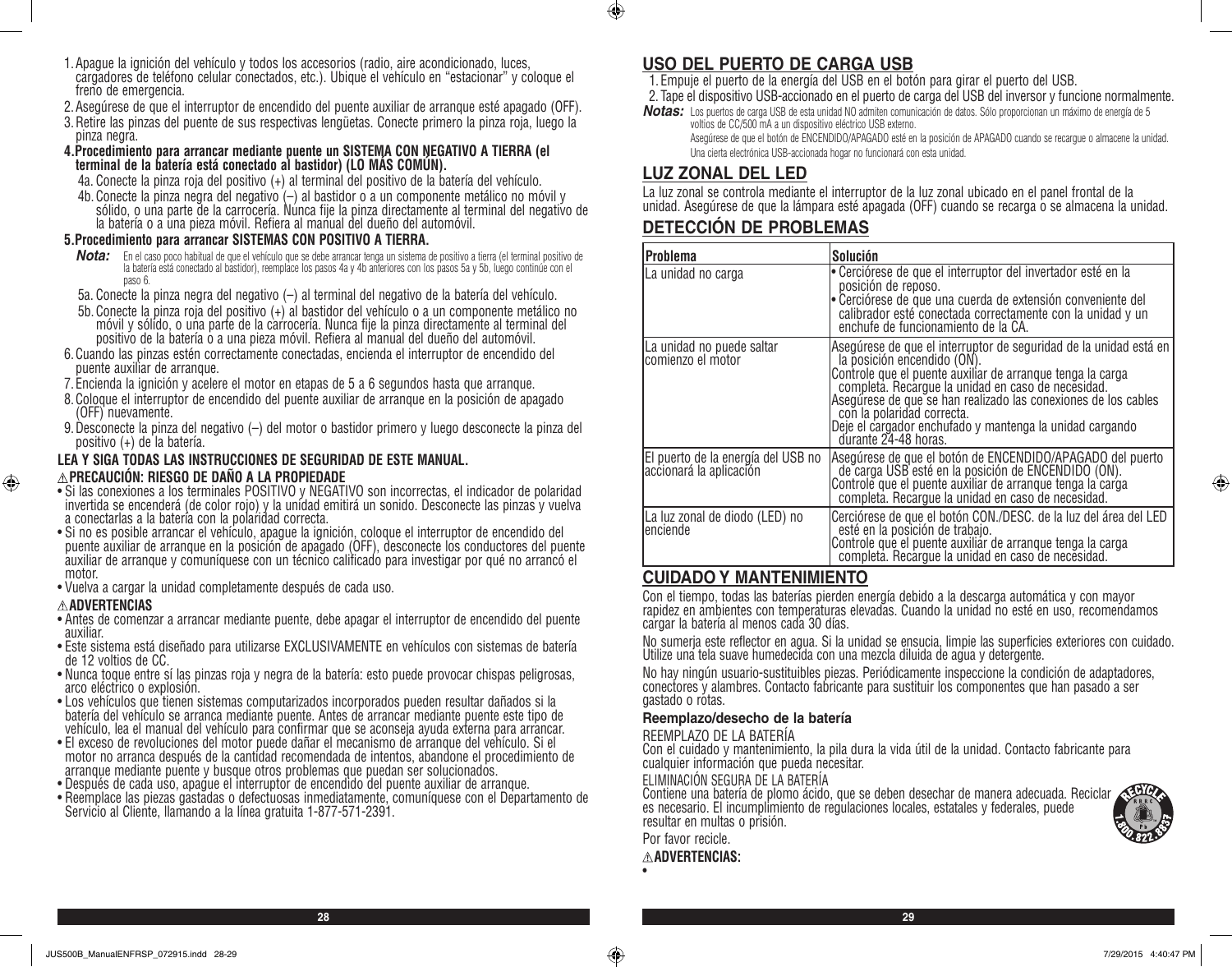1. Apague la ignición del vehículo y todos los accesorios (radio, aire acondicionado, luces, cargadores de teléfono celular conectados, etc.). Ubique el vehículo en "estacionar" y coloque el freno de emergencia.
2. Asegúrese de que el interruptor de encendido del puente auxiliar de arranque esté apagado (OFF).
3. Retire las pinzas del puente de sus respectivas lengüetas. Conecte primero la pinza roja, luego la pinza negra.
4. **Procedimiento para arrancar mediante puente un SISTEMA CON NEGATIVO A TIERRA (el terminal de la batería está conectado al bastidor) (LO MÁS COMÚN).**
   - 4a. Conecte la pinza roja del positivo (+) al terminal del positivo de la batería del vehículo.
   - 4b. Conecte la pinza negra del negativo (–) al bastidor o a un componente metálico no móvil y sólido, o una parte de la carrocería. Nunca fije la pinza directamente al terminal del negativo de la batería o a una pieza móvil. Refiera al manual del dueño del automóvil.
5. **Procedimiento para arrancar SISTEMAS CON POSITIVO A TIERRA.**

   ***Nota:*** En el caso poco habitual de que el vehículo que se debe arrancar tenga un sistema de positivo a tierra (el terminal positivo de la batería está conectado al bastidor), reemplace los pasos 4a y 4b anteriores con los pasos 5a y 5b, luego continúe con el paso 6.
   - 5a. Conecte la pinza negra del negativo (–) al terminal del negativo de la batería del vehículo.
   - 5b. Conecte la pinza roja del positivo (+) al bastidor del vehículo o a un componente metálico no móvil y sólido, o una parte de la carrocería. Nunca fije la pinza directamente al terminal del positivo de la batería o a una pieza móvil. Refiera al manual del dueño del automóvil.
6. Cuando las pinzas estén correctamente conectadas, encienda el interruptor de encendido del puente auxiliar de arranque.
7. Encienda la ignición y acelere el motor en etapas de 5 a 6 segundos hasta que arranque.
8. Coloque el interruptor de encendido del puente auxiliar de arranque en la posición de apagado (OFF) nuevamente.
9. Desconecte la pinza del negativo (–) del motor o bastidor primero y luego desconecte la pinza del positivo (+) de la batería.

**LEA Y SIGA TODAS LAS INSTRUCCIONES DE SEGURIDAD DE ESTE MANUAL.**

**⚠PRECAUCIÓN: RIESGO DE DAÑO A LA PROPIEDADE**

- Si las conexiones a los terminales POSITIVO y NEGATIVO son incorrectas, el indicador de polaridad invertida se encenderá (de color rojo) y la unidad emitirá un sonido. Desconecte las pinzas y vuelva a conectarlas a la batería con la polaridad correcta.
- Si no es posible arrancar el vehículo, apague la ignición, coloque el interruptor de encendido del puente auxiliar de arranque en la posición de apagado (OFF), desconecte los conductores del puente auxiliar de arranque y comuníquese con un técnico calificado para investigar por qué no arrancó el motor.
- Vuelva a cargar la unidad completamente después de cada uso.

**⚠ADVERTENCIAS**

- Antes de comenzar a arrancar mediante puente, debe apagar el interruptor de encendido del puente auxiliar.
- Este sistema está diseñado para utilizarse EXCLUSIVAMENTE en vehículos con sistemas de batería de 12 voltios de CC.
- Nunca toque entre sí las pinzas roja y negra de la batería: esto puede provocar chispas peligrosas, arco eléctrico o explosión.
- Los vehículos que tienen sistemas computarizados incorporados pueden resultar dañados si la batería del vehículo se arranca mediante puente. Antes de arrancar mediante puente este tipo de vehículo, lea el manual del vehículo para confirmar que se aconseja ayuda externa para arrancar.
- El exceso de revoluciones del motor puede dañar el mecanismo de arranque del vehículo. Si el motor no arranca después de la cantidad recomendada de intentos, abandone el procedimiento de arranque mediante puente y busque otros problemas que puedan ser solucionados.
- Después de cada uso, apague el interruptor de encendido del puente auxiliar de arranque.
- Reemplace las piezas gastadas o defectuosas inmediatamente, comuníquese con el Departamento de Servicio al Cliente, llamando a la línea gratuita 1-877-571-2391.

## USO DEL PUERTO DE CARGA USB

1. Empuje el puerto de la energía del USB en el botón para girar el puerto del USB.
2. Tape el dispositivo USB-accionado en el puerto de carga del USB del inversor y funcione normalmente.

***Notas:*** Los puertos de carga USB de esta unidad NO admiten comunicación de datos. Sólo proporcionan un máximo de energía de 5 voltios de CC/500 mA a un dispositivo eléctrico USB externo.

Asegúrese de que el botón de ENCENDIDO/APAGADO esté en la posición de APAGADO cuando se recargue o almacene la unidad.

Una cierta electrónica USB-accionada hogar no funcionará con esta unidad.

## LUZ ZONAL DEL LED

La luz zonal se controla mediante el interruptor de la luz zonal ubicado en el panel frontal de la unidad. Asegúrese de que la lámpara esté apagada (OFF) cuando se recarga o se almacena la unidad.

## DETECCIÓN DE PROBLEMAS

| Problema | Solución |
|---|---|
| La unidad no carga | • Cerciórese de que el interruptor del invertador esté en la posición de reposo.<br>• Cerciórese de que una cuerda de extensión conveniente del calibrador esté conectada correctamente con la unidad y un enchufe de funcionamiento de la CA. |
| La unidad no puede saltar comienzo el motor | Asegúrese de que el interruptor de seguridad de la unidad está en la posición encendido (ON).<br>Controle que el puente auxiliar de arranque tenga la carga completa. Recargue la unidad en caso de necesidad.<br>Asegúrese de que se han realizado las conexiones de los cables con la polaridad correcta.<br>Deje el cargador enchufado y mantenga la unidad cargando durante 24-48 horas. |
| El puerto de la energía del USB no accionará la aplicación | Asegúrese de que el botón de ENCENDIDO/APAGADO del puerto de carga USB esté en la posición de ENCENDIDO (ON).<br>Controle que el puente auxiliar de arranque tenga la carga completa. Recargue la unidad en caso de necesidad. |
| La luz zonal de diodo (LED) no enciende | Cerciórese de que el botón CON./DESC. de la luz del área del LED esté en la posición de trabajo.<br>Controle que el puente auxiliar de arranque tenga la carga completa. Recargue la unidad en caso de necesidad. |

## CUIDADO Y MANTENIMIENTO

Con el tiempo, todas las baterías pierden energía debido a la descarga automática y con mayor rapidez en ambientes con temperaturas elevadas. Cuando la unidad no esté en uso, recomendamos cargar la batería al menos cada 30 días.

No sumerja este reflector en agua. Si la unidad se ensucia, limpie las superficies exteriores con cuidado. Utilize una tela suave humedecida con una mezcla diluida de agua y detergente.

No hay ningún usuario-sustituibles piezas. Periódicamente inspeccione la condición de adaptadores, conectores y alambres. Contacto fabricante para sustituir los componentes que han pasado a ser gastado o rotas.

### Reemplazo/desecho de la batería

REEMPLAZO DE LA BATERÍA

Con el cuidado y mantenimiento, la pila dura la vida útil de la unidad. Contacto fabricante para cualquier información que pueda necesitar.

ELIMINACIÓN SEGURA DE LA BATERÍA

Contiene una batería de plomo ácido, que se deben desechar de manera adecuada. Reciclar es necesario. El incumplimiento de regulaciones locales, estatales y federales, puede resultar en multas o prisión.

Por favor recicle.

**⚠ADVERTENCIAS:**

•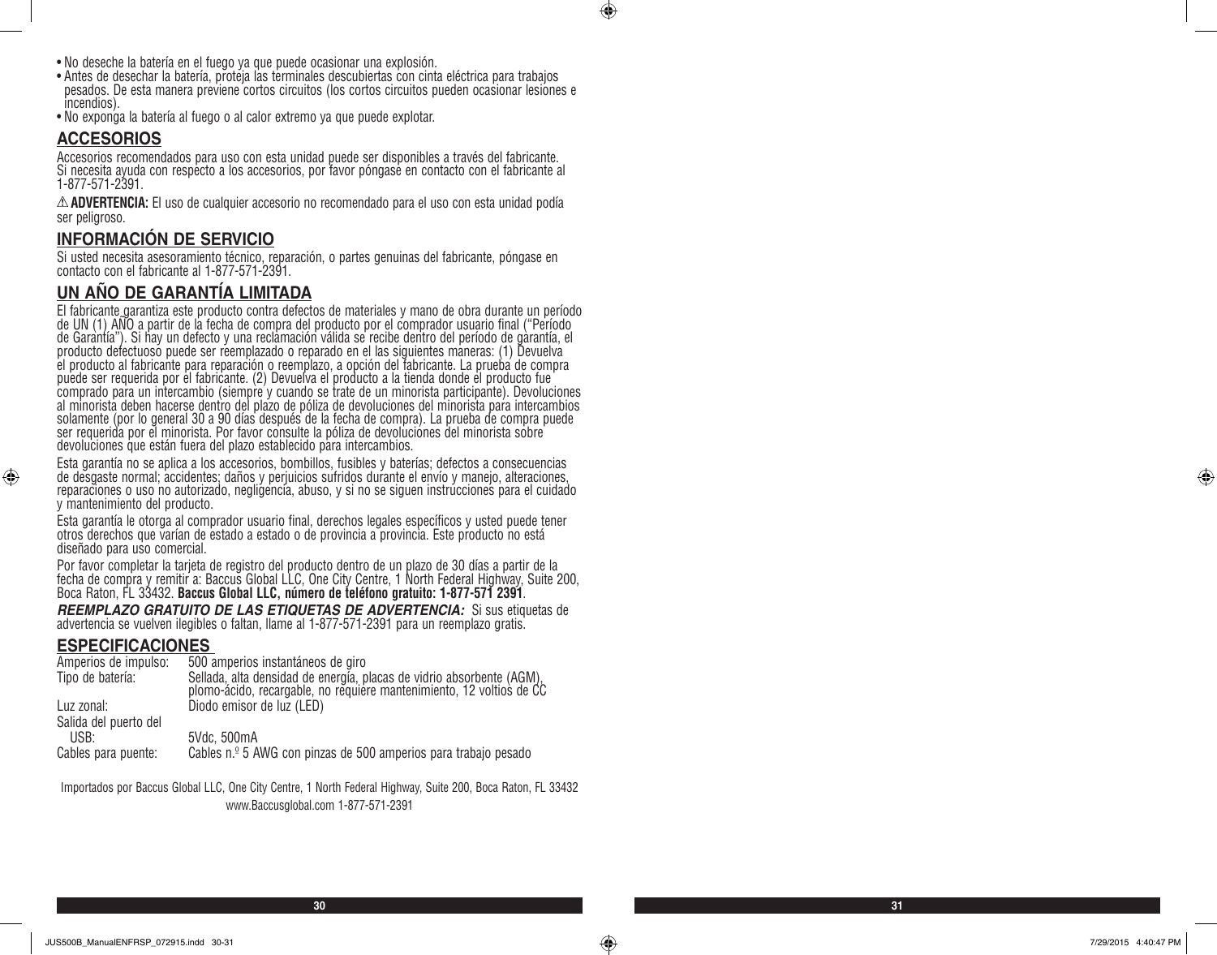- No deseche la batería en el fuego ya que puede ocasionar una explosión.
- Antes de desechar la batería, proteja las terminales descubiertas con cinta eléctrica para trabajos pesados. De esta manera previene cortos circuitos (los cortos circuitos pueden ocasionar lesiones e incendios).
- No exponga la batería al fuego o al calor extremo ya que puede explotar.

## ACCESORIOS

Accesorios recomendados para uso con esta unidad puede ser disponibles a través del fabricante. Si necesita ayuda con respecto a los accesorios, por favor póngase en contacto con el fabricante al 1-877-571-2391.

⚠ **ADVERTENCIA:** El uso de cualquier accesorio no recomendado para el uso con esta unidad podía ser peligroso.

## INFORMACIÓN DE SERVICIO

Si usted necesita asesoramiento técnico, reparación, o partes genuinas del fabricante, póngase en contacto con el fabricante al 1-877-571-2391.

## UN AÑO DE GARANTÍA LIMITADA

El fabricante garantiza este producto contra defectos de materiales y mano de obra durante un período de UN (1) AÑO a partir de la fecha de compra del producto por el comprador usuario final ("Período de Garantía"). Si hay un defecto y una reclamación válida se recibe dentro del período de garantía, el producto defectuoso puede ser reemplazado o reparado en el las siguientes maneras: (1) Devuelva el producto al fabricante para reparación o reemplazo, a opción del fabricante. La prueba de compra puede ser requerida por el fabricante. (2) Devuelva el producto a la tienda donde el producto fue comprado para un intercambio (siempre y cuando se trate de un minorista participante). Devoluciones al minorista deben hacerse dentro del plazo de póliza de devoluciones del minorista para intercambios solamente (por lo general 30 a 90 días después de la fecha de compra). La prueba de compra puede ser requerida por el minorista. Por favor consulte la póliza de devoluciones del minorista sobre devoluciones que están fuera del plazo establecido para intercambios.

Esta garantía no se aplica a los accesorios, bombillos, fusibles y baterías; defectos a consecuencias de desgaste normal; accidentes; daños y perjuicios sufridos durante el envío y manejo, alteraciones, reparaciones o uso no autorizado, negligencia, abuso, y si no se siguen instrucciones para el cuidado y mantenimiento del producto.

Esta garantía le otorga al comprador usuario final, derechos legales específicos y usted puede tener otros derechos que varían de estado a estado o de provincia a provincia. Este producto no está diseñado para uso comercial.

Por favor completar la tarjeta de registro del producto dentro de un plazo de 30 días a partir de la fecha de compra y remitir a: Baccus Global LLC, One City Centre, 1 North Federal Highway, Suite 200, Boca Raton, FL 33432. **Baccus Global LLC, número de teléfono gratuito: 1-877-571 2391**.

***REEMPLAZO GRATUITO DE LAS ETIQUETAS DE ADVERTENCIA:*** Si sus etiquetas de advertencia se vuelven ilegibles o faltan, llame al 1-877-571-2391 para un reemplazo gratis.

## ESPECIFICACIONES

| | |
|---|---|
| Amperios de impulso: | 500 amperios instantáneos de giro |
| Tipo de batería: | Sellada, alta densidad de energía, placas de vidrio absorbente (AGM), plomo-ácido, recargable, no requiere mantenimiento, 12 voltios de CC |
| Luz zonal: | Diodo emisor de luz (LED) |
| Salida del puerto del USB: | 5Vdc, 500mA |
| Cables para puente: | Cables n.º 5 AWG con pinzas de 500 amperios para trabajo pesado |

Importados por Baccus Global LLC, One City Centre, 1 North Federal Highway, Suite 200, Boca Raton, FL 33432
www.Baccusglobal.com 1-877-571-2391